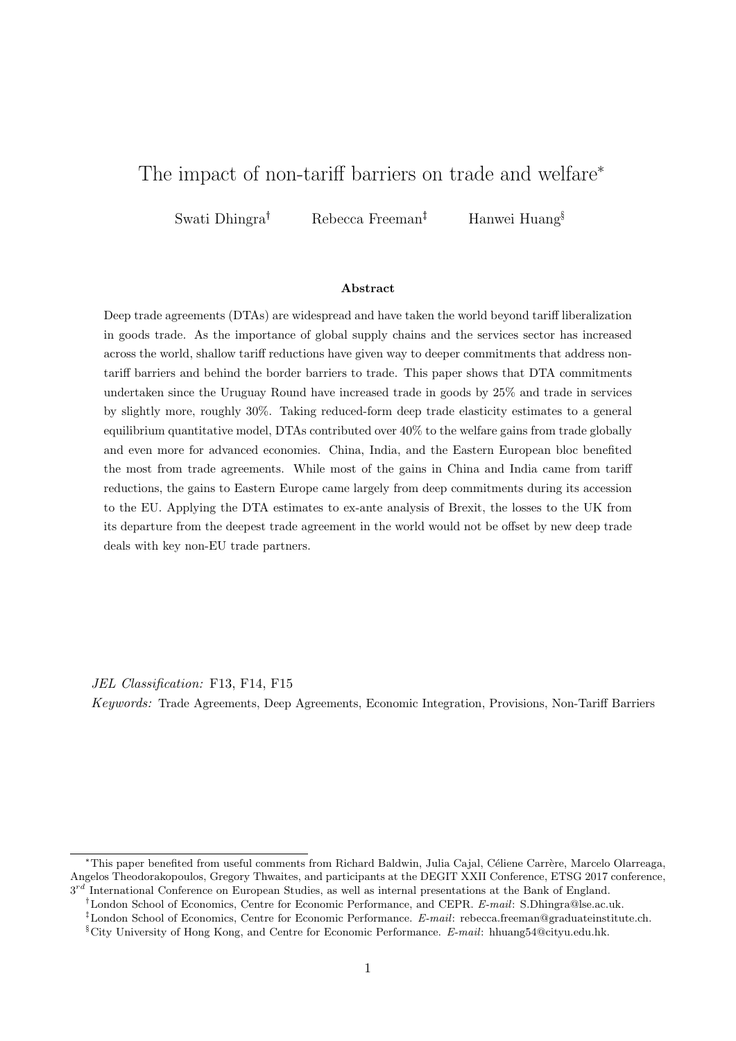# The impact of non-tariff barriers on trade and welfare[*]

Swati Dhingra[†] Rebecca Freeman[‡] Hanwei Huang[§]

### Abstract

Deep trade agreements (DTAs) are widespread and have taken the world beyond tariff liberalization in goods trade. As the importance of global supply chains and the services sector has increased across the world, shallow tariff reductions have given way to deeper commitments that address non-tariff barriers and behind the border barriers to trade. This paper shows that DTA commitments undertaken since the Uruguay Round have increased trade in goods by 25% and trade in services by slightly more, roughly 30%. Taking reduced-form deep trade elasticity estimates to a general equilibrium quantitative model, DTAs contributed over 40% to the welfare gains from trade globally and even more for advanced economies. China, India, and the Eastern European bloc benefited the most from trade agreements. While most of the gains in China and India came from tariff reductions, the gains to Eastern Europe came largely from deep commitments during its accession to the EU. Applying the DTA estimates to ex-ante analysis of Brexit, the losses to the UK from its departure from the deepest trade agreement in the world would not be offset by new deep trade deals with key non-EU trade partners.

*JEL Classification:* F13, F14, F15

*Keywords:* Trade Agreements, Deep Agreements, Economic Integration, Provisions, Non-Tariff Barriers

---

[*] This paper benefited from useful comments from Richard Baldwin, Julia Cajal, Céliene Carrère, Marcelo Olarreaga, Angelos Theodorakopoulos, Gregory Thwaites, and participants at the DEGIT XXII Conference, ETSG 2017 conference, $3^{rd}$ International Conference on European Studies, as well as internal presentations at the Bank of England.

[†] London School of Economics, Centre for Economic Performance, and CEPR. *E-mail*: S.Dhingra@lse.ac.uk.

[‡] London School of Economics, Centre for Economic Performance. *E-mail*: rebecca.freeman@graduateinstitute.ch.

[§] City University of Hong Kong, and Centre for Economic Performance. *E-mail*: hhuang54@cityu.edu.hk.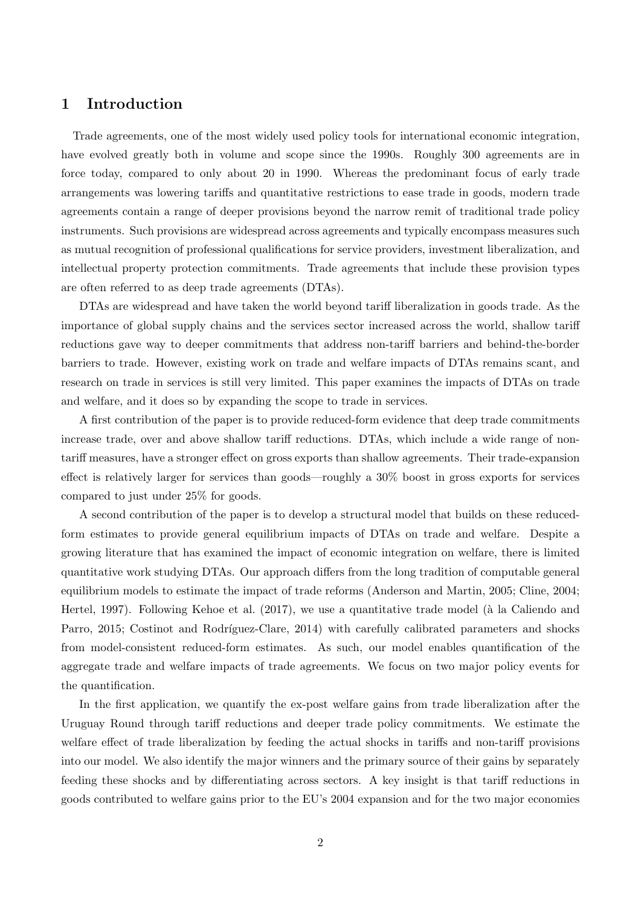# 1 Introduction

Trade agreements, one of the most widely used policy tools for international economic integration, have evolved greatly both in volume and scope since the 1990s. Roughly 300 agreements are in force today, compared to only about 20 in 1990. Whereas the predominant focus of early trade arrangements was lowering tariffs and quantitative restrictions to ease trade in goods, modern trade agreements contain a range of deeper provisions beyond the narrow remit of traditional trade policy instruments. Such provisions are widespread across agreements and typically encompass measures such as mutual recognition of professional qualifications for service providers, investment liberalization, and intellectual property protection commitments. Trade agreements that include these provision types are often referred to as deep trade agreements (DTAs).

DTAs are widespread and have taken the world beyond tariff liberalization in goods trade. As the importance of global supply chains and the services sector increased across the world, shallow tariff reductions gave way to deeper commitments that address non-tariff barriers and behind-the-border barriers to trade. However, existing work on trade and welfare impacts of DTAs remains scant, and research on trade in services is still very limited. This paper examines the impacts of DTAs on trade and welfare, and it does so by expanding the scope to trade in services.

A first contribution of the paper is to provide reduced-form evidence that deep trade commitments increase trade, over and above shallow tariff reductions. DTAs, which include a wide range of non-tariff measures, have a stronger effect on gross exports than shallow agreements. Their trade-expansion effect is relatively larger for services than goods—roughly a 30% boost in gross exports for services compared to just under 25% for goods.

A second contribution of the paper is to develop a structural model that builds on these reduced-form estimates to provide general equilibrium impacts of DTAs on trade and welfare. Despite a growing literature that has examined the impact of economic integration on welfare, there is limited quantitative work studying DTAs. Our approach differs from the long tradition of computable general equilibrium models to estimate the impact of trade reforms (Anderson and Martin, 2005; Cline, 2004; Hertel, 1997). Following Kehoe et al. (2017), we use a quantitative trade model (à la Caliendo and Parro, 2015; Costinot and Rodríguez-Clare, 2014) with carefully calibrated parameters and shocks from model-consistent reduced-form estimates. As such, our model enables quantification of the aggregate trade and welfare impacts of trade agreements. We focus on two major policy events for the quantification.

In the first application, we quantify the ex-post welfare gains from trade liberalization after the Uruguay Round through tariff reductions and deeper trade policy commitments. We estimate the welfare effect of trade liberalization by feeding the actual shocks in tariffs and non-tariff provisions into our model. We also identify the major winners and the primary source of their gains by separately feeding these shocks and by differentiating across sectors. A key insight is that tariff reductions in goods contributed to welfare gains prior to the EU's 2004 expansion and for the two major economies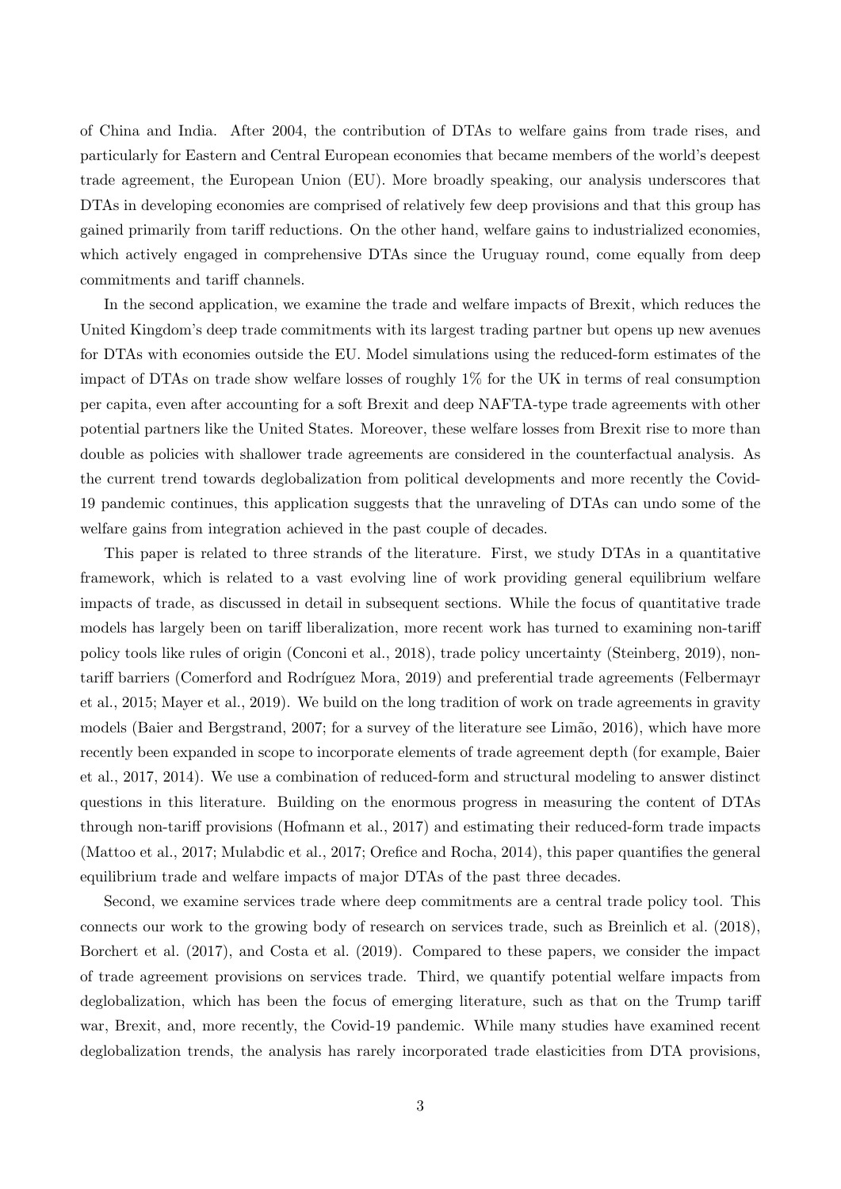of China and India. After 2004, the contribution of DTAs to welfare gains from trade rises, and particularly for Eastern and Central European economies that became members of the world's deepest trade agreement, the European Union (EU). More broadly speaking, our analysis underscores that DTAs in developing economies are comprised of relatively few deep provisions and that this group has gained primarily from tariff reductions. On the other hand, welfare gains to industrialized economies, which actively engaged in comprehensive DTAs since the Uruguay round, come equally from deep commitments and tariff channels.

In the second application, we examine the trade and welfare impacts of Brexit, which reduces the United Kingdom's deep trade commitments with its largest trading partner but opens up new avenues for DTAs with economies outside the EU. Model simulations using the reduced-form estimates of the impact of DTAs on trade show welfare losses of roughly 1% for the UK in terms of real consumption per capita, even after accounting for a soft Brexit and deep NAFTA-type trade agreements with other potential partners like the United States. Moreover, these welfare losses from Brexit rise to more than double as policies with shallower trade agreements are considered in the counterfactual analysis. As the current trend towards deglobalization from political developments and more recently the Covid-19 pandemic continues, this application suggests that the unraveling of DTAs can undo some of the welfare gains from integration achieved in the past couple of decades.

This paper is related to three strands of the literature. First, we study DTAs in a quantitative framework, which is related to a vast evolving line of work providing general equilibrium welfare impacts of trade, as discussed in detail in subsequent sections. While the focus of quantitative trade models has largely been on tariff liberalization, more recent work has turned to examining non-tariff policy tools like rules of origin (Conconi et al., 2018), trade policy uncertainty (Steinberg, 2019), non-tariff barriers (Comerford and Rodríguez Mora, 2019) and preferential trade agreements (Felbermayr et al., 2015; Mayer et al., 2019). We build on the long tradition of work on trade agreements in gravity models (Baier and Bergstrand, 2007; for a survey of the literature see Limão, 2016), which have more recently been expanded in scope to incorporate elements of trade agreement depth (for example, Baier et al., 2017, 2014). We use a combination of reduced-form and structural modeling to answer distinct questions in this literature. Building on the enormous progress in measuring the content of DTAs through non-tariff provisions (Hofmann et al., 2017) and estimating their reduced-form trade impacts (Mattoo et al., 2017; Mulabdic et al., 2017; Orefice and Rocha, 2014), this paper quantifies the general equilibrium trade and welfare impacts of major DTAs of the past three decades.

Second, we examine services trade where deep commitments are a central trade policy tool. This connects our work to the growing body of research on services trade, such as Breinlich et al. (2018), Borchert et al. (2017), and Costa et al. (2019). Compared to these papers, we consider the impact of trade agreement provisions on services trade. Third, we quantify potential welfare impacts from deglobalization, which has been the focus of emerging literature, such as that on the Trump tariff war, Brexit, and, more recently, the Covid-19 pandemic. While many studies have examined recent deglobalization trends, the analysis has rarely incorporated trade elasticities from DTA provisions,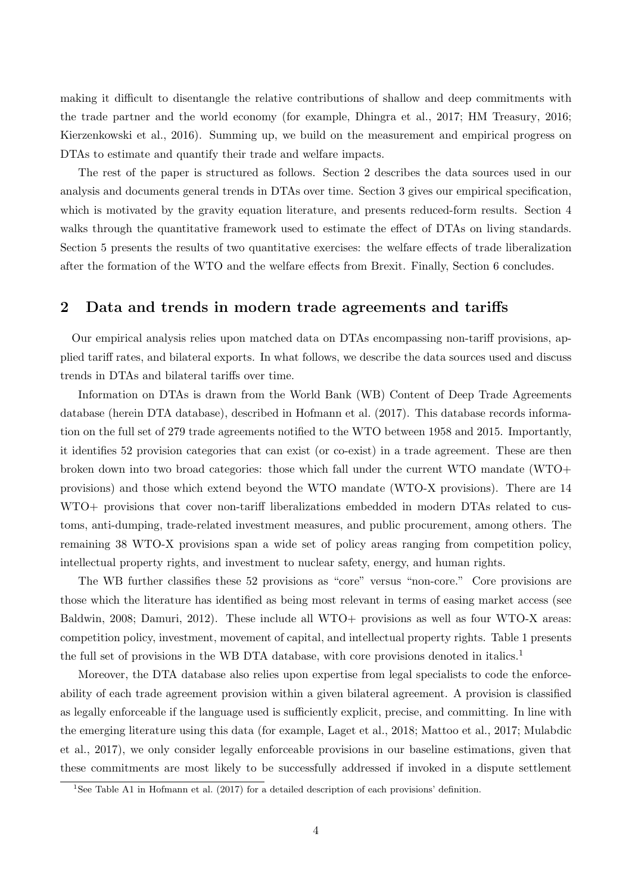making it difficult to disentangle the relative contributions of shallow and deep commitments with the trade partner and the world economy (for example, Dhingra et al., 2017; HM Treasury, 2016; Kierzenkowski et al., 2016). Summing up, we build on the measurement and empirical progress on DTAs to estimate and quantify their trade and welfare impacts.

The rest of the paper is structured as follows. Section 2 describes the data sources used in our analysis and documents general trends in DTAs over time. Section 3 gives our empirical specification, which is motivated by the gravity equation literature, and presents reduced-form results. Section 4 walks through the quantitative framework used to estimate the effect of DTAs on living standards. Section 5 presents the results of two quantitative exercises: the welfare effects of trade liberalization after the formation of the WTO and the welfare effects from Brexit. Finally, Section 6 concludes.

## 2 Data and trends in modern trade agreements and tariffs

Our empirical analysis relies upon matched data on DTAs encompassing non-tariff provisions, applied tariff rates, and bilateral exports. In what follows, we describe the data sources used and discuss trends in DTAs and bilateral tariffs over time.

Information on DTAs is drawn from the World Bank (WB) Content of Deep Trade Agreements database (herein DTA database), described in Hofmann et al. (2017). This database records information on the full set of 279 trade agreements notified to the WTO between 1958 and 2015. Importantly, it identifies 52 provision categories that can exist (or co-exist) in a trade agreement. These are then broken down into two broad categories: those which fall under the current WTO mandate (WTO+ provisions) and those which extend beyond the WTO mandate (WTO-X provisions). There are 14 WTO+ provisions that cover non-tariff liberalizations embedded in modern DTAs related to customs, anti-dumping, trade-related investment measures, and public procurement, among others. The remaining 38 WTO-X provisions span a wide set of policy areas ranging from competition policy, intellectual property rights, and investment to nuclear safety, energy, and human rights.

The WB further classifies these 52 provisions as "core" versus "non-core." Core provisions are those which the literature has identified as being most relevant in terms of easing market access (see Baldwin, 2008; Damuri, 2012). These include all WTO+ provisions as well as four WTO-X areas: competition policy, investment, movement of capital, and intellectual property rights. Table 1 presents the full set of provisions in the WB DTA database, with core provisions denoted in italics.[1]

Moreover, the DTA database also relies upon expertise from legal specialists to code the enforceability of each trade agreement provision within a given bilateral agreement. A provision is classified as legally enforceable if the language used is sufficiently explicit, precise, and committing. In line with the emerging literature using this data (for example, Laget et al., 2018; Mattoo et al., 2017; Mulabdic et al., 2017), we only consider legally enforceable provisions in our baseline estimations, given that these commitments are most likely to be successfully addressed if invoked in a dispute settlement

[1] See Table A1 in Hofmann et al. (2017) for a detailed description of each provisions' definition.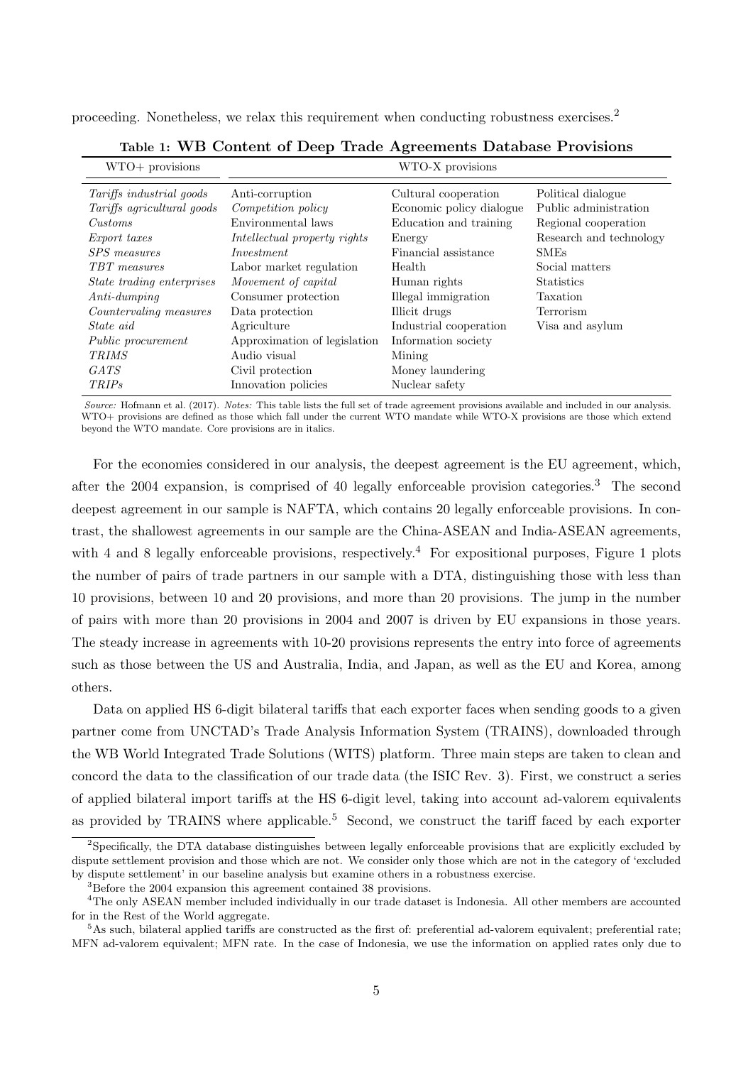proceeding. Nonetheless, we relax this requirement when conducting robustness exercises.[2]

**Table 1: WB Content of Deep Trade Agreements Database Provisions**

| WTO+ provisions | WTO-X provisions | | |
|---|---|---|---|
| *Tariffs industrial goods* | Anti-corruption | Cultural cooperation | Political dialogue |
| *Tariffs agricultural goods* | *Competition policy* | Economic policy dialogue | Public administration |
| *Customs* | Environmental laws | Education and training | Regional cooperation |
| *Export taxes* | *Intellectual property rights* | Energy | Research and technology |
| *SPS measures* | *Investment* | Financial assistance | SMEs |
| *TBT measures* | Labor market regulation | Health | Social matters |
| *State trading enterprises* | *Movement of capital* | Human rights | Statistics |
| *Anti-dumping* | Consumer protection | Illegal immigration | Taxation |
| *Countervaling measures* | Data protection | Illicit drugs | Terrorism |
| *State aid* | Agriculture | Industrial cooperation | Visa and asylum |
| *Public procurement* | Approximation of legislation | Information society | |
| *TRIMS* | Audio visual | Mining | |
| *GATS* | Civil protection | Money laundering | |
| *TRIPs* | Innovation policies | Nuclear safety | |

*Source:* Hofmann et al. (2017). *Notes:* This table lists the full set of trade agreement provisions available and included in our analysis. WTO+ provisions are defined as those which fall under the current WTO mandate while WTO-X provisions are those which extend beyond the WTO mandate. Core provisions are in italics.

For the economies considered in our analysis, the deepest agreement is the EU agreement, which, after the 2004 expansion, is comprised of 40 legally enforceable provision categories.[3] The second deepest agreement in our sample is NAFTA, which contains 20 legally enforceable provisions. In contrast, the shallowest agreements in our sample are the China-ASEAN and India-ASEAN agreements, with 4 and 8 legally enforceable provisions, respectively.[4] For expositional purposes, Figure 1 plots the number of pairs of trade partners in our sample with a DTA, distinguishing those with less than 10 provisions, between 10 and 20 provisions, and more than 20 provisions. The jump in the number of pairs with more than 20 provisions in 2004 and 2007 is driven by EU expansions in those years. The steady increase in agreements with 10-20 provisions represents the entry into force of agreements such as those between the US and Australia, India, and Japan, as well as the EU and Korea, among others.

Data on applied HS 6-digit bilateral tariffs that each exporter faces when sending goods to a given partner come from UNCTAD's Trade Analysis Information System (TRAINS), downloaded through the WB World Integrated Trade Solutions (WITS) platform. Three main steps are taken to clean and concord the data to the classification of our trade data (the ISIC Rev. 3). First, we construct a series of applied bilateral import tariffs at the HS 6-digit level, taking into account ad-valorem equivalents as provided by TRAINS where applicable.[5] Second, we construct the tariff faced by each exporter

[2]Specifically, the DTA database distinguishes between legally enforceable provisions that are explicitly excluded by dispute settlement provision and those which are not. We consider only those which are not in the category of 'excluded by dispute settlement' in our baseline analysis but examine others in a robustness exercise.

[3]Before the 2004 expansion this agreement contained 38 provisions.

[4]The only ASEAN member included individually in our trade dataset is Indonesia. All other members are accounted for in the Rest of the World aggregate.

[5]As such, bilateral applied tariffs are constructed as the first of: preferential ad-valorem equivalent; preferential rate; MFN ad-valorem equivalent; MFN rate. In the case of Indonesia, we use the information on applied rates only due to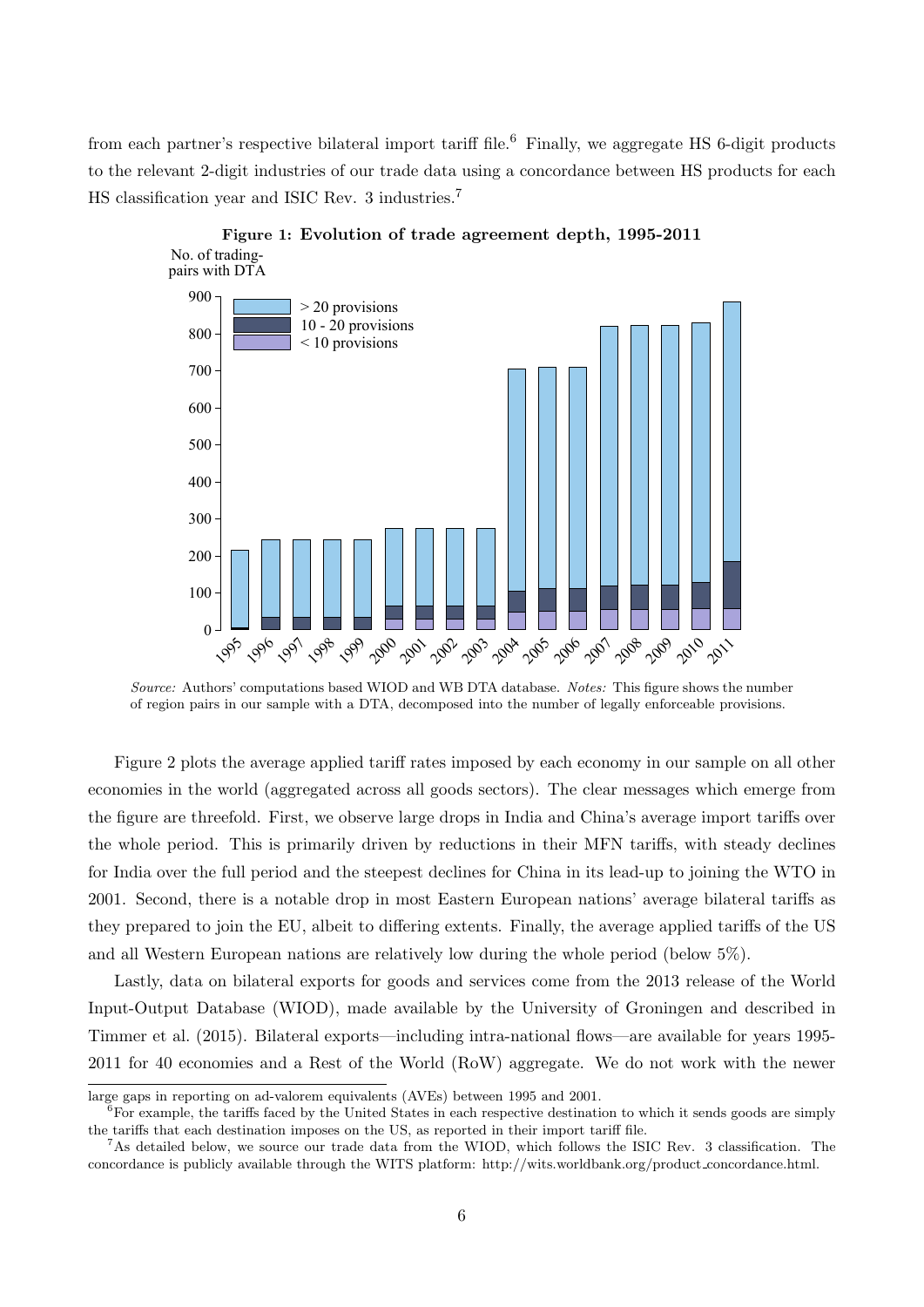from each partner's respective bilateral import tariff file.[6] Finally, we aggregate HS 6-digit products to the relevant 2-digit industries of our trade data using a concordance between HS products for each HS classification year and ISIC Rev. 3 industries.[7]

**Figure 1: Evolution of trade agreement depth, 1995-2011**

*Source:* Authors' computations based WIOD and WB DTA database. *Notes:* This figure shows the number of region pairs in our sample with a DTA, decomposed into the number of legally enforceable provisions.

Figure 2 plots the average applied tariff rates imposed by each economy in our sample on all other economies in the world (aggregated across all goods sectors). The clear messages which emerge from the figure are threefold. First, we observe large drops in India and China's average import tariffs over the whole period. This is primarily driven by reductions in their MFN tariffs, with steady declines for India over the full period and the steepest declines for China in its lead-up to joining the WTO in 2001. Second, there is a notable drop in most Eastern European nations' average bilateral tariffs as they prepared to join the EU, albeit to differing extents. Finally, the average applied tariffs of the US and all Western European nations are relatively low during the whole period (below 5%).

Lastly, data on bilateral exports for goods and services come from the 2013 release of the World Input-Output Database (WIOD), made available by the University of Groningen and described in Timmer et al. (2015). Bilateral exports—including intra-national flows—are available for years 1995-2011 for 40 economies and a Rest of the World (RoW) aggregate. We do not work with the newer

large gaps in reporting on ad-valorem equivalents (AVEs) between 1995 and 2001.

[6] For example, the tariffs faced by the United States in each respective destination to which it sends goods are simply the tariffs that each destination imposes on the US, as reported in their import tariff file.

[7] As detailed below, we source our trade data from the WIOD, which follows the ISIC Rev. 3 classification. The concordance is publicly available through the WITS platform: http://wits.worldbank.org/product_concordance.html.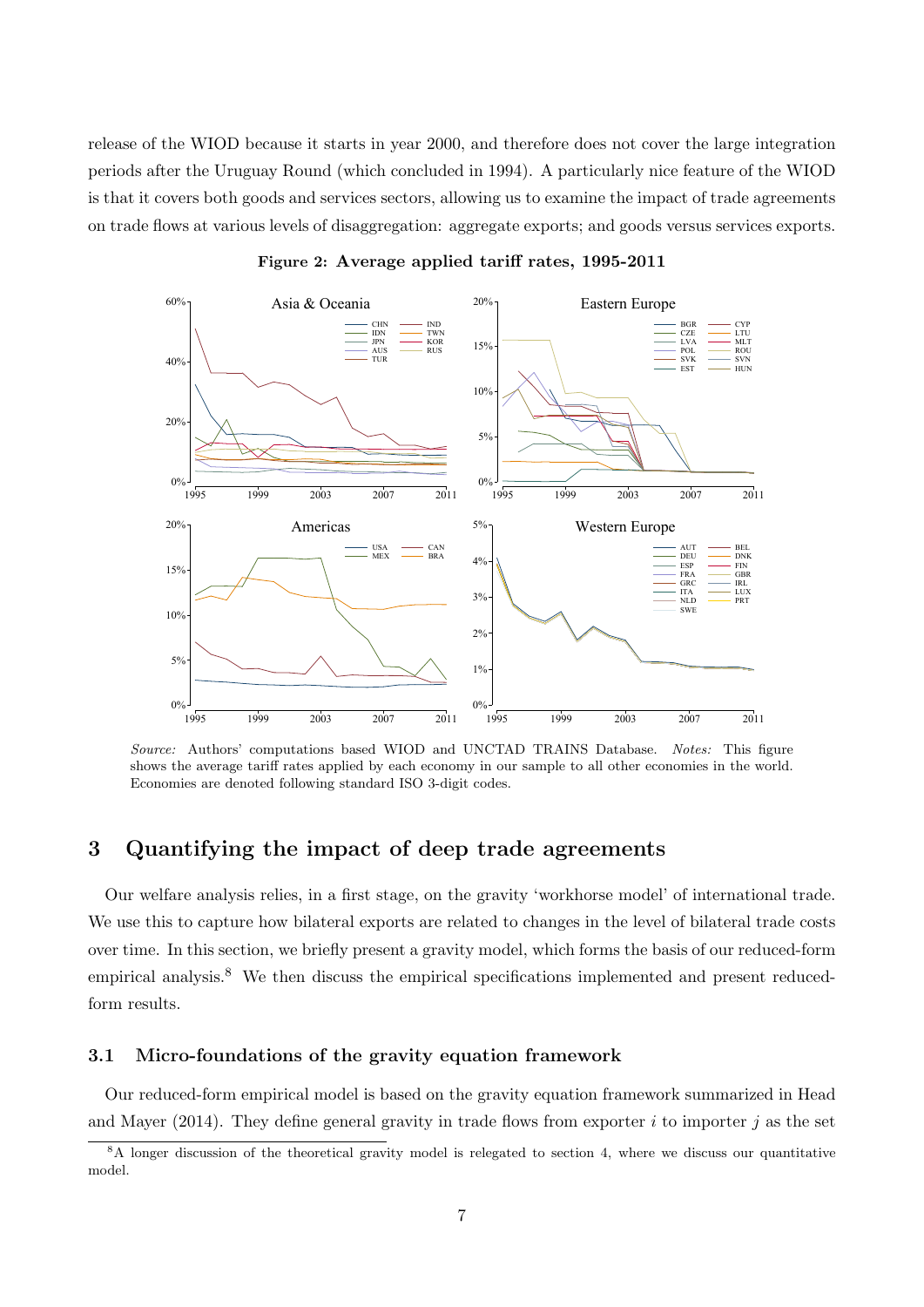release of the WIOD because it starts in year 2000, and therefore does not cover the large integration periods after the Uruguay Round (which concluded in 1994). A particularly nice feature of the WIOD is that it covers both goods and services sectors, allowing us to examine the impact of trade agreements on trade flows at various levels of disaggregation: aggregate exports; and goods versus services exports.

**Figure 2: Average applied tariff rates, 1995-2011**

*Source:* Authors' computations based WIOD and UNCTAD TRAINS Database. *Notes:* This figure shows the average tariff rates applied by each economy in our sample to all other economies in the world. Economies are denoted following standard ISO 3-digit codes.

## 3 Quantifying the impact of deep trade agreements

Our welfare analysis relies, in a first stage, on the gravity 'workhorse model' of international trade. We use this to capture how bilateral exports are related to changes in the level of bilateral trade costs over time. In this section, we briefly present a gravity model, which forms the basis of our reduced-form empirical analysis.[8] We then discuss the empirical specifications implemented and present reduced-form results.

### 3.1 Micro-foundations of the gravity equation framework

Our reduced-form empirical model is based on the gravity equation framework summarized in Head and Mayer (2014). They define general gravity in trade flows from exporter $i$ to importer $j$ as the set

[8] A longer discussion of the theoretical gravity model is relegated to section 4, where we discuss our quantitative model.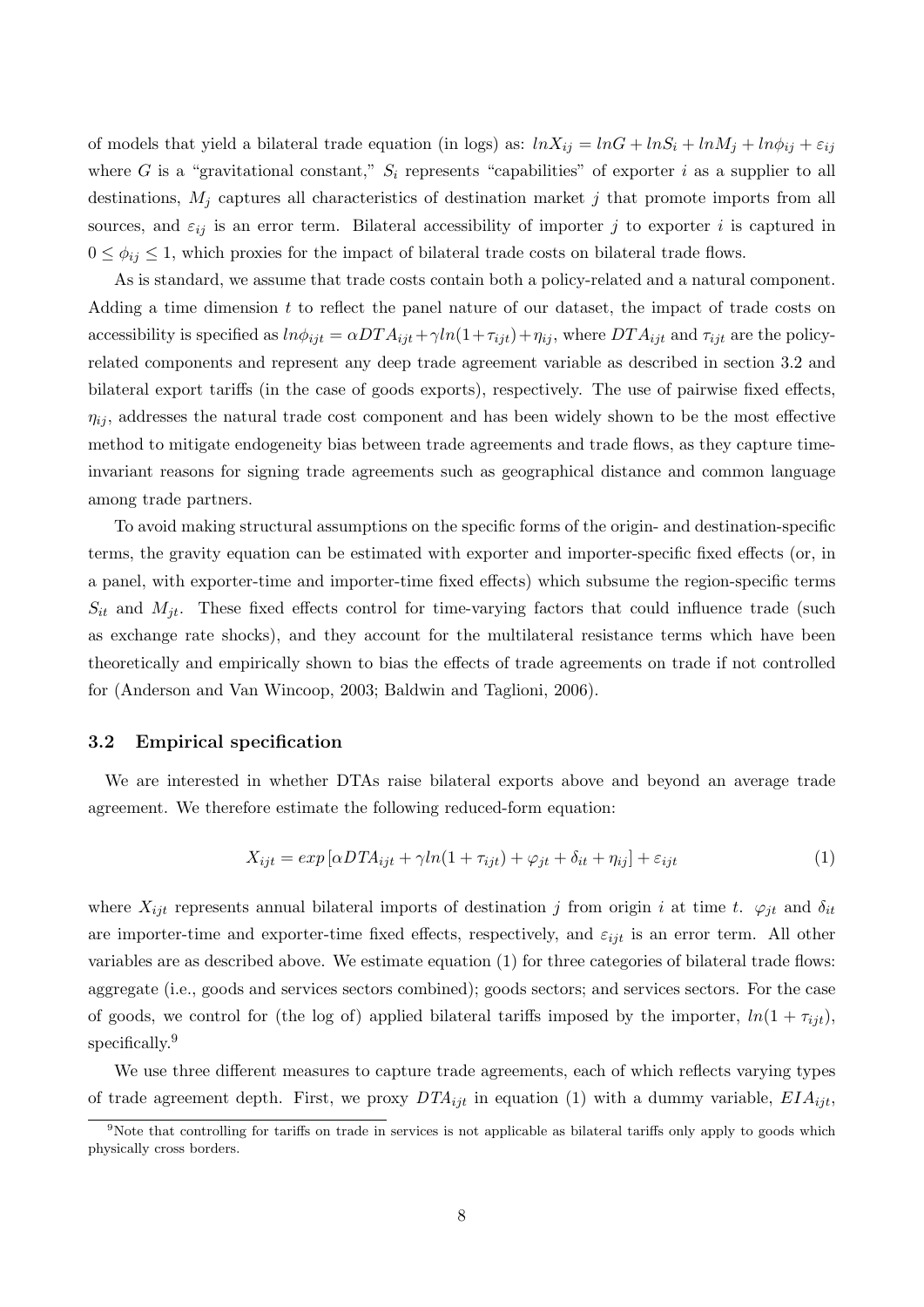of models that yield a bilateral trade equation (in logs) as: $lnX_{ij} = lnG + lnS_i + lnM_j + ln\phi_{ij} + \varepsilon_{ij}$ where $G$ is a "gravitational constant," $S_i$ represents "capabilities" of exporter $i$ as a supplier to all destinations, $M_j$ captures all characteristics of destination market $j$ that promote imports from all sources, and $\varepsilon_{ij}$ is an error term. Bilateral accessibility of importer $j$ to exporter $i$ is captured in $0 \leq \phi_{ij} \leq 1$, which proxies for the impact of bilateral trade costs on bilateral trade flows.

As is standard, we assume that trade costs contain both a policy-related and a natural component. Adding a time dimension $t$ to reflect the panel nature of our dataset, the impact of trade costs on accessibility is specified as $ln\phi_{ijt} = \alpha DTA_{ijt} + \gamma ln(1+\tau_{ijt}) + \eta_{ij}$, where $DTA_{ijt}$ and $\tau_{ijt}$ are the policy-related components and represent any deep trade agreement variable as described in section 3.2 and bilateral export tariffs (in the case of goods exports), respectively. The use of pairwise fixed effects, $\eta_{ij}$, addresses the natural trade cost component and has been widely shown to be the most effective method to mitigate endogeneity bias between trade agreements and trade flows, as they capture time-invariant reasons for signing trade agreements such as geographical distance and common language among trade partners.

To avoid making structural assumptions on the specific forms of the origin- and destination-specific terms, the gravity equation can be estimated with exporter and importer-specific fixed effects (or, in a panel, with exporter-time and importer-time fixed effects) which subsume the region-specific terms $S_{it}$ and $M_{jt}$. These fixed effects control for time-varying factors that could influence trade (such as exchange rate shocks), and they account for the multilateral resistance terms which have been theoretically and empirically shown to bias the effects of trade agreements on trade if not controlled for (Anderson and Van Wincoop, 2003; Baldwin and Taglioni, 2006).

### 3.2 Empirical specification

We are interested in whether DTAs raise bilateral exports above and beyond an average trade agreement. We therefore estimate the following reduced-form equation:

$$X_{ijt} = exp\left[\alpha DTA_{ijt} + \gamma ln(1+\tau_{ijt}) + \varphi_{jt} + \delta_{it} + \eta_{ij}\right] + \varepsilon_{ijt} \tag{1}$$

where $X_{ijt}$ represents annual bilateral imports of destination $j$ from origin $i$ at time $t$. $\varphi_{jt}$ and $\delta_{it}$ are importer-time and exporter-time fixed effects, respectively, and $\varepsilon_{ijt}$ is an error term. All other variables are as described above. We estimate equation (1) for three categories of bilateral trade flows: aggregate (i.e., goods and services sectors combined); goods sectors; and services sectors. For the case of goods, we control for (the log of) applied bilateral tariffs imposed by the importer, $ln(1+\tau_{ijt})$, specifically.[9]

We use three different measures to capture trade agreements, each of which reflects varying types of trade agreement depth. First, we proxy $DTA_{ijt}$ in equation (1) with a dummy variable, $EIA_{ijt}$,

[9] Note that controlling for tariffs on trade in services is not applicable as bilateral tariffs only apply to goods which physically cross borders.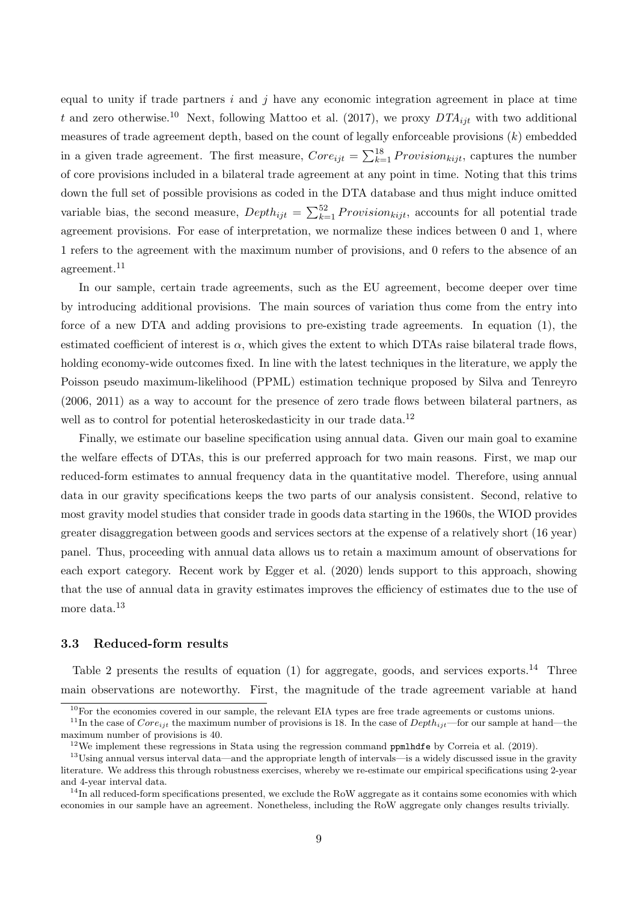equal to unity if trade partners $i$ and $j$ have any economic integration agreement in place at time $t$ and zero otherwise.[10] Next, following Mattoo et al. (2017), we proxy $DTA_{ijt}$ with two additional measures of trade agreement depth, based on the count of legally enforceable provisions ($k$) embedded in a given trade agreement. The first measure, $Core_{ijt} = \sum_{k=1}^{18} Provision_{kijt}$, captures the number of core provisions included in a bilateral trade agreement at any point in time. Noting that this trims down the full set of possible provisions as coded in the DTA database and thus might induce omitted variable bias, the second measure, $Depth_{ijt} = \sum_{k=1}^{52} Provision_{kijt}$, accounts for all potential trade agreement provisions. For ease of interpretation, we normalize these indices between 0 and 1, where 1 refers to the agreement with the maximum number of provisions, and 0 refers to the absence of an agreement.[11]

In our sample, certain trade agreements, such as the EU agreement, become deeper over time by introducing additional provisions. The main sources of variation thus come from the entry into force of a new DTA and adding provisions to pre-existing trade agreements. In equation (1), the estimated coefficient of interest is $\alpha$, which gives the extent to which DTAs raise bilateral trade flows, holding economy-wide outcomes fixed. In line with the latest techniques in the literature, we apply the Poisson pseudo maximum-likelihood (PPML) estimation technique proposed by Silva and Tenreyro (2006, 2011) as a way to account for the presence of zero trade flows between bilateral partners, as well as to control for potential heteroskedasticity in our trade data.[12]

Finally, we estimate our baseline specification using annual data. Given our main goal to examine the welfare effects of DTAs, this is our preferred approach for two main reasons. First, we map our reduced-form estimates to annual frequency data in the quantitative model. Therefore, using annual data in our gravity specifications keeps the two parts of our analysis consistent. Second, relative to most gravity model studies that consider trade in goods data starting in the 1960s, the WIOD provides greater disaggregation between goods and services sectors at the expense of a relatively short (16 year) panel. Thus, proceeding with annual data allows us to retain a maximum amount of observations for each export category. Recent work by Egger et al. (2020) lends support to this approach, showing that the use of annual data in gravity estimates improves the efficiency of estimates due to the use of more data.[13]

### 3.3 Reduced-form results

Table 2 presents the results of equation (1) for aggregate, goods, and services exports.[14] Three main observations are noteworthy. First, the magnitude of the trade agreement variable at hand

---

[10] For the economies covered in our sample, the relevant EIA types are free trade agreements or customs unions.

[11] In the case of $Core_{ijt}$ the maximum number of provisions is 18. In the case of $Depth_{ijt}$—for our sample at hand—the maximum number of provisions is 40.

[12] We implement these regressions in Stata using the regression command `ppmlhdfe` by Correia et al. (2019).

[13] Using annual versus interval data—and the appropriate length of intervals—is a widely discussed issue in the gravity literature. We address this through robustness exercises, whereby we re-estimate our empirical specifications using 2-year and 4-year interval data.

[14] In all reduced-form specifications presented, we exclude the RoW aggregate as it contains some economies with which economies in our sample have an agreement. Nonetheless, including the RoW aggregate only changes results trivially.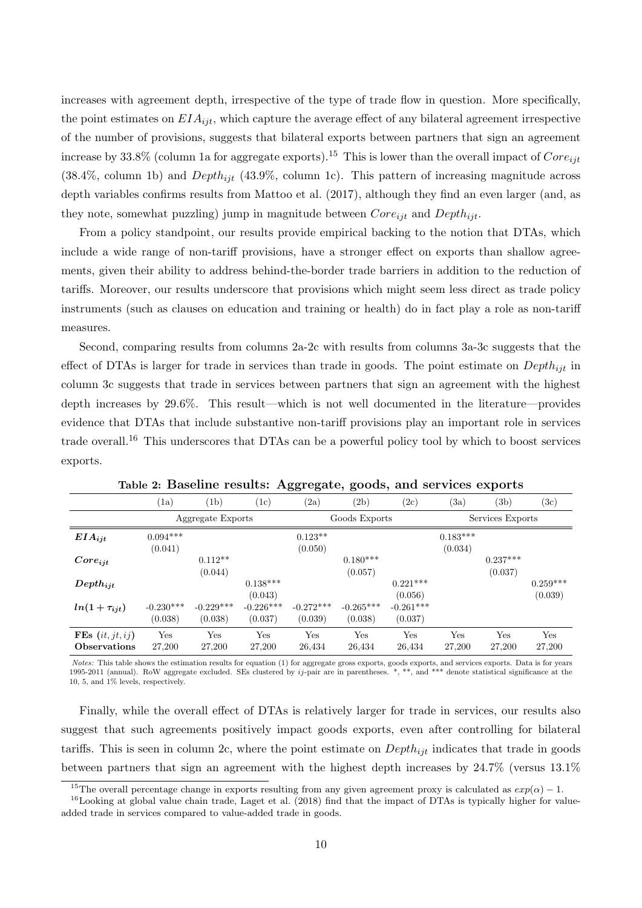increases with agreement depth, irrespective of the type of trade flow in question. More specifically, the point estimates on $EIA_{ijt}$, which capture the average effect of any bilateral agreement irrespective of the number of provisions, suggests that bilateral exports between partners that sign an agreement increase by 33.8% (column 1a for aggregate exports).[15] This is lower than the overall impact of $Core_{ijt}$ (38.4%, column 1b) and $Depth_{ijt}$ (43.9%, column 1c). This pattern of increasing magnitude across depth variables confirms results from Mattoo et al. (2017), although they find an even larger (and, as they note, somewhat puzzling) jump in magnitude between $Core_{ijt}$ and $Depth_{ijt}$.

From a policy standpoint, our results provide empirical backing to the notion that DTAs, which include a wide range of non-tariff provisions, have a stronger effect on exports than shallow agreements, given their ability to address behind-the-border trade barriers in addition to the reduction of tariffs. Moreover, our results underscore that provisions which might seem less direct as trade policy instruments (such as clauses on education and training or health) do in fact play a role as non-tariff measures.

Second, comparing results from columns 2a-2c with results from columns 3a-3c suggests that the effect of DTAs is larger for trade in services than trade in goods. The point estimate on $Depth_{ijt}$ in column 3c suggests that trade in services between partners that sign an agreement with the highest depth increases by 29.6%. This result—which is not well documented in the literature—provides evidence that DTAs that include substantive non-tariff provisions play an important role in services trade overall.[16] This underscores that DTAs can be a powerful policy tool by which to boost services exports.

**Table 2: Baseline results: Aggregate, goods, and services exports**

| | (1a) | (1b) | (1c) | (2a) | (2b) | (2c) | (3a) | (3b) | (3c) |
|---|---|---|---|---|---|---|---|---|---|
| | Aggregate Exports | | | Goods Exports | | | Services Exports | | |
| $EIA_{ijt}$ | 0.094*** | | | 0.123** | | | 0.183*** | | |
| | (0.041) | | | (0.050) | | | (0.034) | | |
| $Core_{ijt}$ | | 0.112** | | | 0.180*** | | | 0.237*** | |
| | | (0.044) | | | (0.057) | | | (0.037) | |
| $Depth_{ijt}$ | | | 0.138*** | | | 0.221*** | | | 0.259*** |
| | | | (0.043) | | | (0.056) | | | (0.039) |
| $ln(1+\tau_{ijt})$ | -0.230*** | -0.229*** | -0.226*** | -0.272*** | -0.265*** | -0.261*** | | | |
| | (0.038) | (0.038) | (0.037) | (0.039) | (0.038) | (0.037) | | | |
| **FEs** $(it, jt, ij)$ | Yes | Yes | Yes | Yes | Yes | Yes | Yes | Yes | Yes |
| **Observations** | 27,200 | 27,200 | 27,200 | 26,434 | 26,434 | 26,434 | 27,200 | 27,200 | 27,200 |

*Notes:* This table shows the estimation results for equation (1) for aggregate gross exports, goods exports, and services exports. Data is for years 1995-2011 (annual). RoW aggregate excluded. SEs clustered by $ij$-pair are in parentheses. *, **, and *** denote statistical significance at the 10, 5, and 1% levels, respectively.

Finally, while the overall effect of DTAs is relatively larger for trade in services, our results also suggest that such agreements positively impact goods exports, even after controlling for bilateral tariffs. This is seen in column 2c, where the point estimate on $Depth_{ijt}$ indicates that trade in goods between partners that sign an agreement with the highest depth increases by 24.7% (versus 13.1%

[15] The overall percentage change in exports resulting from any given agreement proxy is calculated as $exp(\alpha) - 1$.

[16] Looking at global value chain trade, Laget et al. (2018) find that the impact of DTAs is typically higher for value-added trade in services compared to value-added trade in goods.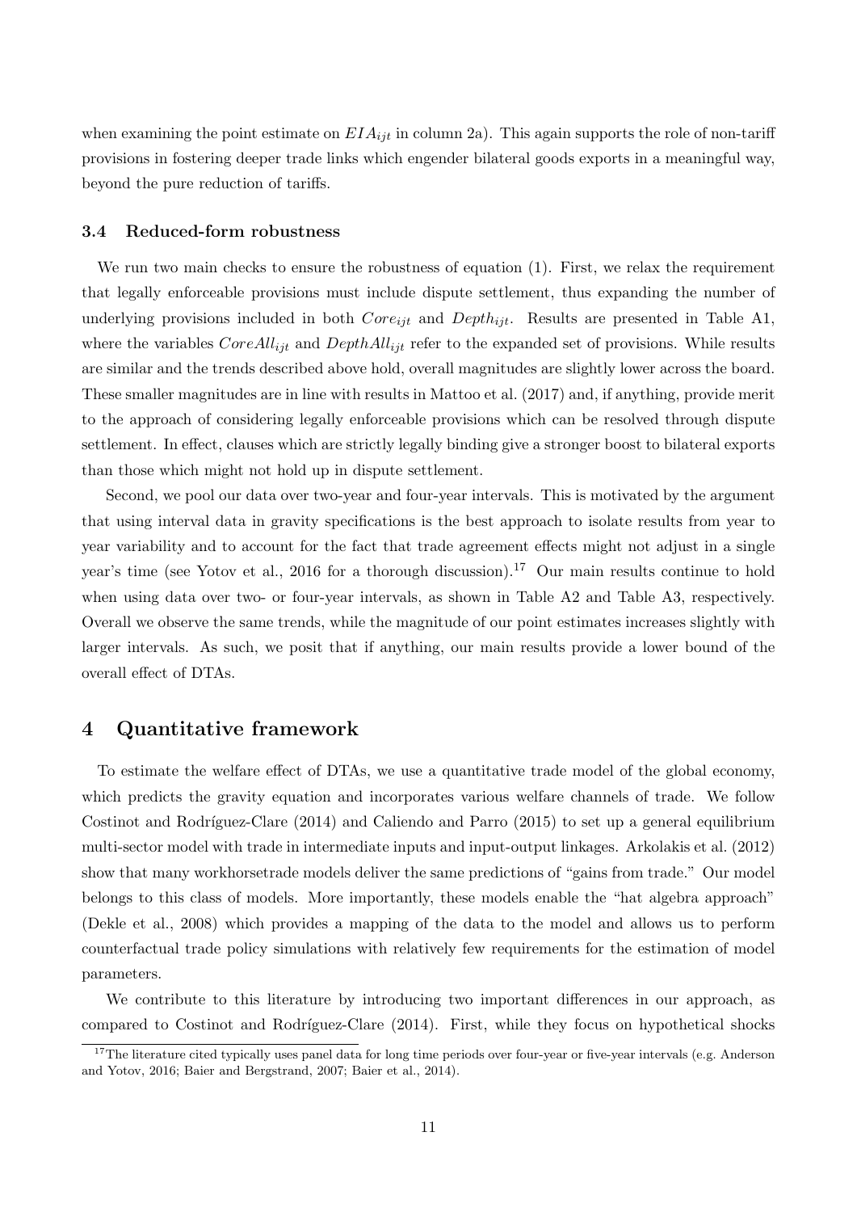when examining the point estimate on $EIA_{ijt}$ in column 2a). This again supports the role of non-tariff provisions in fostering deeper trade links which engender bilateral goods exports in a meaningful way, beyond the pure reduction of tariffs.

### 3.4 Reduced-form robustness

We run two main checks to ensure the robustness of equation (1). First, we relax the requirement that legally enforceable provisions must include dispute settlement, thus expanding the number of underlying provisions included in both $Core_{ijt}$ and $Depth_{ijt}$. Results are presented in Table A1, where the variables $CoreAll_{ijt}$ and $DepthAll_{ijt}$ refer to the expanded set of provisions. While results are similar and the trends described above hold, overall magnitudes are slightly lower across the board. These smaller magnitudes are in line with results in Mattoo et al. (2017) and, if anything, provide merit to the approach of considering legally enforceable provisions which can be resolved through dispute settlement. In effect, clauses which are strictly legally binding give a stronger boost to bilateral exports than those which might not hold up in dispute settlement.

Second, we pool our data over two-year and four-year intervals. This is motivated by the argument that using interval data in gravity specifications is the best approach to isolate results from year to year variability and to account for the fact that trade agreement effects might not adjust in a single year's time (see Yotov et al., 2016 for a thorough discussion).[17] Our main results continue to hold when using data over two- or four-year intervals, as shown in Table A2 and Table A3, respectively. Overall we observe the same trends, while the magnitude of our point estimates increases slightly with larger intervals. As such, we posit that if anything, our main results provide a lower bound of the overall effect of DTAs.

## 4 Quantitative framework

To estimate the welfare effect of DTAs, we use a quantitative trade model of the global economy, which predicts the gravity equation and incorporates various welfare channels of trade. We follow Costinot and Rodríguez-Clare (2014) and Caliendo and Parro (2015) to set up a general equilibrium multi-sector model with trade in intermediate inputs and input-output linkages. Arkolakis et al. (2012) show that many workhorsetrade models deliver the same predictions of "gains from trade." Our model belongs to this class of models. More importantly, these models enable the "hat algebra approach" (Dekle et al., 2008) which provides a mapping of the data to the model and allows us to perform counterfactual trade policy simulations with relatively few requirements for the estimation of model parameters.

We contribute to this literature by introducing two important differences in our approach, as compared to Costinot and Rodríguez-Clare (2014). First, while they focus on hypothetical shocks

[17] The literature cited typically uses panel data for long time periods over four-year or five-year intervals (e.g. Anderson and Yotov, 2016; Baier and Bergstrand, 2007; Baier et al., 2014).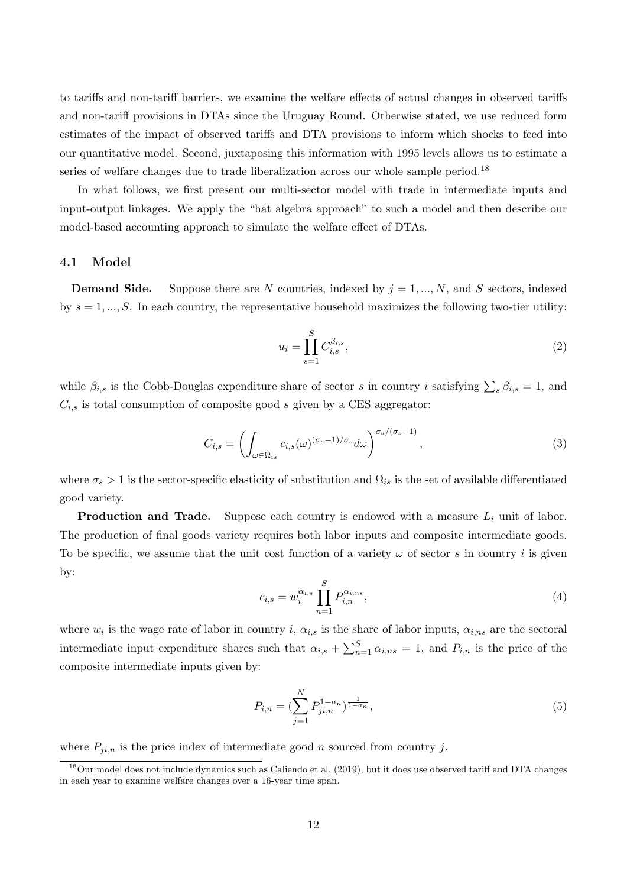to tariffs and non-tariff barriers, we examine the welfare effects of actual changes in observed tariffs and non-tariff provisions in DTAs since the Uruguay Round. Otherwise stated, we use reduced form estimates of the impact of observed tariffs and DTA provisions to inform which shocks to feed into our quantitative model. Second, juxtaposing this information with 1995 levels allows us to estimate a series of welfare changes due to trade liberalization across our whole sample period.[18]

In what follows, we first present our multi-sector model with trade in intermediate inputs and input-output linkages. We apply the "hat algebra approach" to such a model and then describe our model-based accounting approach to simulate the welfare effect of DTAs.

### 4.1 Model

**Demand Side.** Suppose there are $N$ countries, indexed by $j = 1, ..., N$, and $S$ sectors, indexed by $s = 1, ..., S$. In each country, the representative household maximizes the following two-tier utility:

$$u_i = \prod_{s=1}^{S} C_{i,s}^{\beta_{i,s}}, \tag{2}$$

while $\beta_{i,s}$ is the Cobb-Douglas expenditure share of sector $s$ in country $i$ satisfying $\sum_s \beta_{i,s} = 1$, and $C_{i,s}$ is total consumption of composite good $s$ given by a CES aggregator:

$$C_{i,s} = \left( \int_{\omega \in \Omega_{is}} c_{i,s}(\omega)^{(\sigma_s - 1)/\sigma_s} d\omega \right)^{\sigma_s/(\sigma_s - 1)}, \tag{3}$$

where $\sigma_s > 1$ is the sector-specific elasticity of substitution and $\Omega_{is}$ is the set of available differentiated good variety.

**Production and Trade.** Suppose each country is endowed with a measure $L_i$ unit of labor. The production of final goods variety requires both labor inputs and composite intermediate goods. To be specific, we assume that the unit cost function of a variety $\omega$ of sector $s$ in country $i$ is given by:

$$c_{i,s} = w_i^{\alpha_{i,s}} \prod_{n=1}^{S} P_{i,n}^{\alpha_{i,ns}}, \tag{4}$$

where $w_i$ is the wage rate of labor in country $i$, $\alpha_{i,s}$ is the share of labor inputs, $\alpha_{i,ns}$ are the sectoral intermediate input expenditure shares such that $\alpha_{i,s} + \sum_{n=1}^{S} \alpha_{i,ns} = 1$, and $P_{i,n}$ is the price of the composite intermediate inputs given by:

$$P_{i,n} = (\sum_{j=1}^{N} P_{ji,n}^{1-\sigma_n})^{\frac{1}{1-\sigma_n}}, \tag{5}$$

where $P_{ji,n}$ is the price index of intermediate good $n$ sourced from country $j$.

---

[18] Our model does not include dynamics such as Caliendo et al. (2019), but it does use observed tariff and DTA changes in each year to examine welfare changes over a 16-year time span.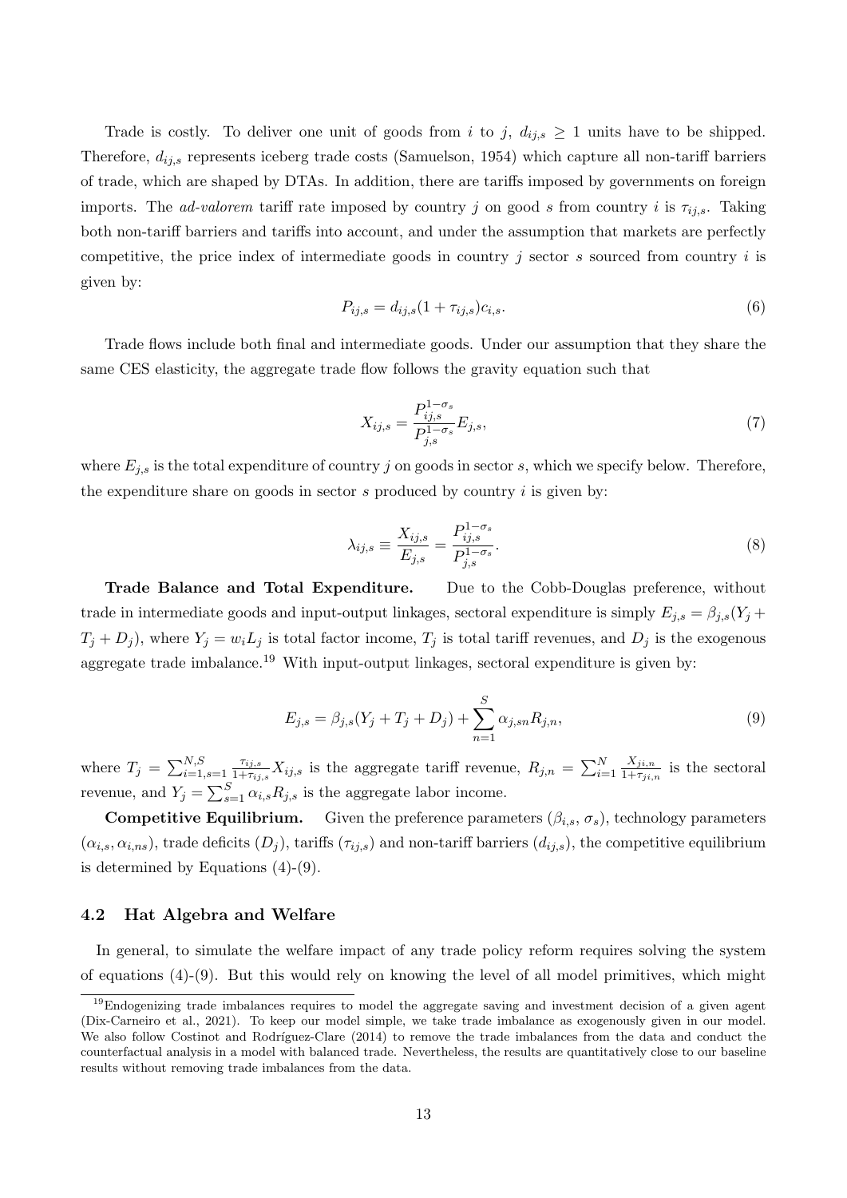Trade is costly. To deliver one unit of goods from $i$ to $j$, $d_{ij,s} \geq 1$ units have to be shipped. Therefore, $d_{ij,s}$ represents iceberg trade costs (Samuelson, 1954) which capture all non-tariff barriers of trade, which are shaped by DTAs. In addition, there are tariffs imposed by governments on foreign imports. The *ad-valorem* tariff rate imposed by country $j$ on good $s$ from country $i$ is $\tau_{ij,s}$. Taking both non-tariff barriers and tariffs into account, and under the assumption that markets are perfectly competitive, the price index of intermediate goods in country $j$ sector $s$ sourced from country $i$ is given by:

$$P_{ij,s} = d_{ij,s}(1 + \tau_{ij,s})c_{i,s}. \tag{6}$$

Trade flows include both final and intermediate goods. Under our assumption that they share the same CES elasticity, the aggregate trade flow follows the gravity equation such that

$$X_{ij,s} = \frac{P_{ij,s}^{1-\sigma_s}}{P_{j,s}^{1-\sigma_s}} E_{j,s}, \tag{7}$$

where $E_{j,s}$ is the total expenditure of country $j$ on goods in sector $s$, which we specify below. Therefore, the expenditure share on goods in sector $s$ produced by country $i$ is given by:

$$\lambda_{ij,s} \equiv \frac{X_{ij,s}}{E_{j,s}} = \frac{P_{ij,s}^{1-\sigma_s}}{P_{j,s}^{1-\sigma_s}}. \tag{8}$$

**Trade Balance and Total Expenditure.** Due to the Cobb-Douglas preference, without trade in intermediate goods and input-output linkages, sectoral expenditure is simply $E_{j,s} = \beta_{j,s}(Y_j + T_j + D_j)$, where $Y_j = w_i L_j$ is total factor income, $T_j$ is total tariff revenues, and $D_j$ is the exogenous aggregate trade imbalance.[19] With input-output linkages, sectoral expenditure is given by:

$$E_{j,s} = \beta_{j,s}(Y_j + T_j + D_j) + \sum_{n=1}^{S} \alpha_{j,sn} R_{j,n}, \tag{9}$$

where $T_j = \sum_{i=1,s=1}^{N,S} \frac{\tau_{ij,s}}{1+\tau_{ij,s}} X_{ij,s}$ is the aggregate tariff revenue, $R_{j,n} = \sum_{i=1}^{N} \frac{X_{ji,n}}{1+\tau_{ji,n}}$ is the sectoral revenue, and $Y_j = \sum_{s=1}^{S} \alpha_{i,s} R_{j,s}$ is the aggregate labor income.

**Competitive Equilibrium.** Given the preference parameters $(\beta_{i,s}, \sigma_s)$, technology parameters $(\alpha_{i,s}, \alpha_{i,ns})$, trade deficits $(D_j)$, tariffs $(\tau_{ij,s})$ and non-tariff barriers $(d_{ij,s})$, the competitive equilibrium is determined by Equations (4)-(9).

### 4.2 Hat Algebra and Welfare

In general, to simulate the welfare impact of any trade policy reform requires solving the system of equations (4)-(9). But this would rely on knowing the level of all model primitives, which might

[19] Endogenizing trade imbalances requires to model the aggregate saving and investment decision of a given agent (Dix-Carneiro et al., 2021). To keep our model simple, we take trade imbalance as exogenously given in our model. We also follow Costinot and Rodríguez-Clare (2014) to remove the trade imbalances from the data and conduct the counterfactual analysis in a model with balanced trade. Nevertheless, the results are quantitatively close to our baseline results without removing trade imbalances from the data.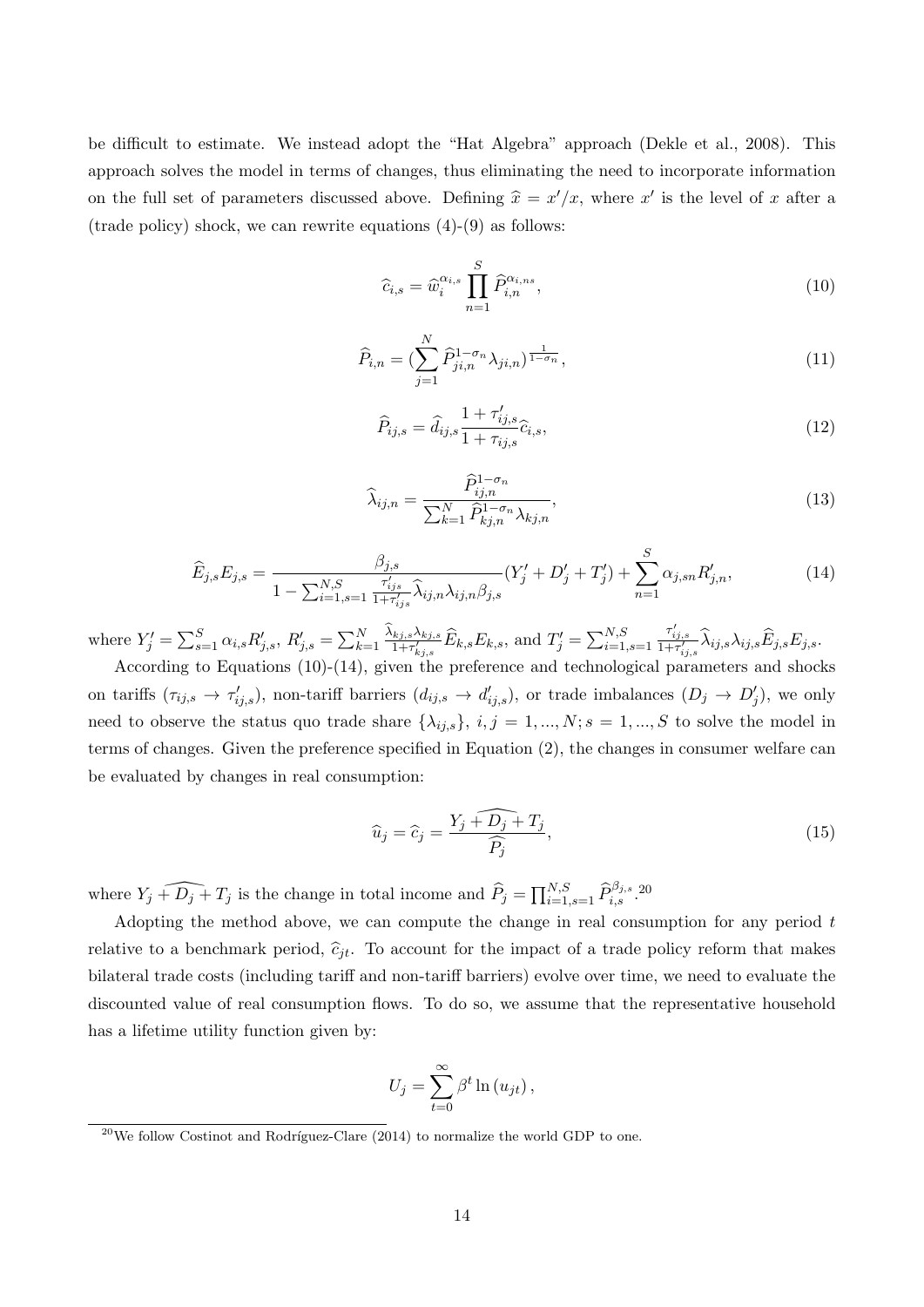be difficult to estimate. We instead adopt the "Hat Algebra" approach (Dekle et al., 2008). This approach solves the model in terms of changes, thus eliminating the need to incorporate information on the full set of parameters discussed above. Defining $\widehat{x} = x'/x$, where $x'$ is the level of $x$ after a (trade policy) shock, we can rewrite equations (4)-(9) as follows:

$$\widehat{c}_{i,s} = \widehat{w}_i^{\alpha_{i,s}} \prod_{n=1}^{S} \widehat{P}_{i,n}^{\alpha_{i,ns}}, \tag{10}$$

$$\widehat{P}_{i,n} = (\sum_{j=1}^{N} \widehat{P}_{ji,n}^{1-\sigma_n} \lambda_{ji,n})^{\frac{1}{1-\sigma_n}}, \tag{11}$$

$$\widehat{P}_{ij,s} = \widehat{d}_{ij,s} \frac{1+\tau'_{ij,s}}{1+\tau_{ij,s}} \widehat{c}_{i,s}, \tag{12}$$

$$\widehat{\lambda}_{ij,n} = \frac{\widehat{P}_{ij,n}^{1-\sigma_n}}{\sum_{k=1}^{N} \widehat{P}_{kj,n}^{1-\sigma_n} \lambda_{kj,n}}, \tag{13}$$

$$\widehat{E}_{j,s} E_{j,s} = \frac{\beta_{j,s}}{1 - \sum_{i=1,s=1}^{N,S} \frac{\tau'_{ijs}}{1+\tau'_{ijs}} \widehat{\lambda}_{ij,n} \lambda_{ij,n} \beta_{j,s}} (Y'_j + D'_j + T'_j) + \sum_{n=1}^{S} \alpha_{j,sn} R'_{j,n}, \tag{14}$$

where $Y'_j = \sum_{s=1}^{S} \alpha_{i,s} R'_{j,s}$, $R'_{j,s} = \sum_{k=1}^{N} \frac{\widehat{\lambda}_{kj,s} \lambda_{kj,s}}{1+\tau'_{kj,s}} \widehat{E}_{k,s} E_{k,s}$, and $T'_j = \sum_{i=1,s=1}^{N,S} \frac{\tau'_{ij,s}}{1+\tau'_{ij,s}} \widehat{\lambda}_{ij,s} \lambda_{ij,s} \widehat{E}_{j,s} E_{j,s}$.

According to Equations (10)-(14), given the preference and technological parameters and shocks on tariffs ($\tau_{ij,s} \rightarrow \tau'_{ij,s}$), non-tariff barriers ($d_{ij,s} \rightarrow d'_{ij,s}$), or trade imbalances ($D_j \rightarrow D'_j$), we only need to observe the status quo trade share $\{\lambda_{ij,s}\}$, $i, j = 1, ..., N; s = 1, ..., S$ to solve the model in terms of changes. Given the preference specified in Equation (2), the changes in consumer welfare can be evaluated by changes in real consumption:

$$\widehat{u}_j = \widehat{c}_j = \frac{\widehat{Y_j + D_j + T_j}}{\widehat{P_j}}, \tag{15}$$

where $\widehat{Y_j + D_j + T_j}$ is the change in total income and $\widehat{P}_j = \prod_{i=1,s=1}^{N,S} \widehat{P}_{i,s}^{\beta_{j,s}}$.[20]

Adopting the method above, we can compute the change in real consumption for any period $t$ relative to a benchmark period, $\widehat{c}_{jt}$. To account for the impact of a trade policy reform that makes bilateral trade costs (including tariff and non-tariff barriers) evolve over time, we need to evaluate the discounted value of real consumption flows. To do so, we assume that the representative household has a lifetime utility function given by:

$$U_j = \sum_{t=0}^{\infty} \beta^t \ln(u_{jt}),$$

[20] We follow Costinot and Rodríguez-Clare (2014) to normalize the world GDP to one.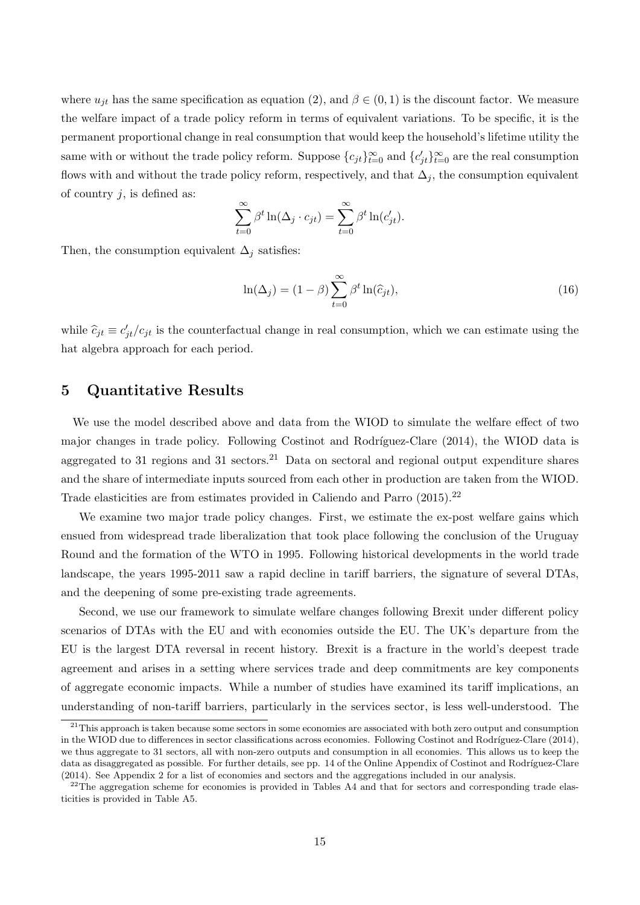where $u_{jt}$ has the same specification as equation (2), and $\beta \in (0, 1)$ is the discount factor. We measure the welfare impact of a trade policy reform in terms of equivalent variations. To be specific, it is the permanent proportional change in real consumption that would keep the household's lifetime utility the same with or without the trade policy reform. Suppose $\{c_{jt}\}_{t=0}^{\infty}$ and $\{c'_{jt}\}_{t=0}^{\infty}$ are the real consumption flows with and without the trade policy reform, respectively, and that $\Delta_j$, the consumption equivalent of country $j$, is defined as:

$$\sum_{t=0}^{\infty} \beta^t \ln(\Delta_j \cdot c_{jt}) = \sum_{t=0}^{\infty} \beta^t \ln(c'_{jt}).$$

Then, the consumption equivalent $\Delta_j$ satisfies:

$$\ln(\Delta_j) = (1 - \beta) \sum_{t=0}^{\infty} \beta^t \ln(\widehat{c}_{jt}), \tag{16}$$

while $\widehat{c}_{jt} \equiv c'_{jt}/c_{jt}$ is the counterfactual change in real consumption, which we can estimate using the hat algebra approach for each period.

## 5 Quantitative Results

We use the model described above and data from the WIOD to simulate the welfare effect of two major changes in trade policy. Following Costinot and Rodríguez-Clare (2014), the WIOD data is aggregated to 31 regions and 31 sectors.[21] Data on sectoral and regional output expenditure shares and the share of intermediate inputs sourced from each other in production are taken from the WIOD. Trade elasticities are from estimates provided in Caliendo and Parro (2015).[22]

We examine two major trade policy changes. First, we estimate the ex-post welfare gains which ensued from widespread trade liberalization that took place following the conclusion of the Uruguay Round and the formation of the WTO in 1995. Following historical developments in the world trade landscape, the years 1995-2011 saw a rapid decline in tariff barriers, the signature of several DTAs, and the deepening of some pre-existing trade agreements.

Second, we use our framework to simulate welfare changes following Brexit under different policy scenarios of DTAs with the EU and with economies outside the EU. The UK's departure from the EU is the largest DTA reversal in recent history. Brexit is a fracture in the world's deepest trade agreement and arises in a setting where services trade and deep commitments are key components of aggregate economic impacts. While a number of studies have examined its tariff implications, an understanding of non-tariff barriers, particularly in the services sector, is less well-understood. The

[21] This approach is taken because some sectors in some economies are associated with both zero output and consumption in the WIOD due to differences in sector classifications across economies. Following Costinot and Rodríguez-Clare (2014), we thus aggregate to 31 sectors, all with non-zero outputs and consumption in all economies. This allows us to keep the data as disaggregated as possible. For further details, see pp. 14 of the Online Appendix of Costinot and Rodríguez-Clare (2014). See Appendix 2 for a list of economies and sectors and the aggregations included in our analysis.

[22] The aggregation scheme for economies is provided in Tables A4 and that for sectors and corresponding trade elasticities is provided in Table A5.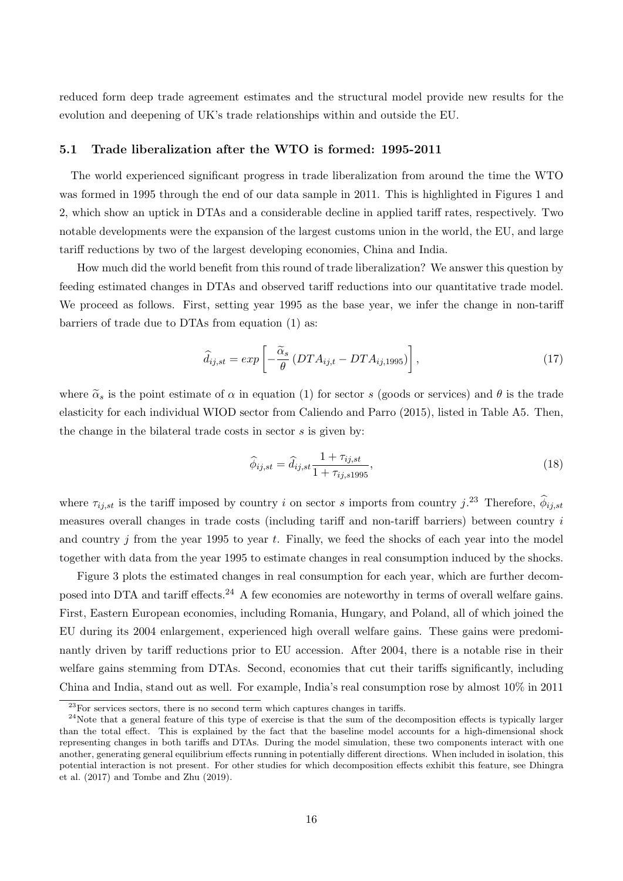reduced form deep trade agreement estimates and the structural model provide new results for the evolution and deepening of UK's trade relationships within and outside the EU.

### 5.1 Trade liberalization after the WTO is formed: 1995-2011

The world experienced significant progress in trade liberalization from around the time the WTO was formed in 1995 through the end of our data sample in 2011. This is highlighted in Figures 1 and 2, which show an uptick in DTAs and a considerable decline in applied tariff rates, respectively. Two notable developments were the expansion of the largest customs union in the world, the EU, and large tariff reductions by two of the largest developing economies, China and India.

How much did the world benefit from this round of trade liberalization? We answer this question by feeding estimated changes in DTAs and observed tariff reductions into our quantitative trade model. We proceed as follows. First, setting year 1995 as the base year, we infer the change in non-tariff barriers of trade due to DTAs from equation (1) as:

$$\widehat{d}_{ij,st} = exp\left[-\frac{\widetilde{\alpha}_s}{\theta}\left(DTA_{ij,t} - DTA_{ij,1995}\right)\right], \tag{17}$$

where $\widetilde{\alpha}_s$ is the point estimate of $\alpha$ in equation (1) for sector $s$ (goods or services) and $\theta$ is the trade elasticity for each individual WIOD sector from Caliendo and Parro (2015), listed in Table A5. Then, the change in the bilateral trade costs in sector $s$ is given by:

$$\widehat{\phi}_{ij,st} = \widehat{d}_{ij,st}\frac{1+\tau_{ij,st}}{1+\tau_{ij,s1995}}, \tag{18}$$

where $\tau_{ij,st}$ is the tariff imposed by country $i$ on sector $s$ imports from country $j$.[23] Therefore, $\widehat{\phi}_{ij,st}$ measures overall changes in trade costs (including tariff and non-tariff barriers) between country $i$ and country $j$ from the year 1995 to year $t$. Finally, we feed the shocks of each year into the model together with data from the year 1995 to estimate changes in real consumption induced by the shocks.

Figure 3 plots the estimated changes in real consumption for each year, which are further decomposed into DTA and tariff effects.[24] A few economies are noteworthy in terms of overall welfare gains. First, Eastern European economies, including Romania, Hungary, and Poland, all of which joined the EU during its 2004 enlargement, experienced high overall welfare gains. These gains were predominantly driven by tariff reductions prior to EU accession. After 2004, there is a notable rise in their welfare gains stemming from DTAs. Second, economies that cut their tariffs significantly, including China and India, stand out as well. For example, India's real consumption rose by almost 10% in 2011

[23] For services sectors, there is no second term which captures changes in tariffs.

[24] Note that a general feature of this type of exercise is that the sum of the decomposition effects is typically larger than the total effect. This is explained by the fact that the baseline model accounts for a high-dimensional shock representing changes in both tariffs and DTAs. During the model simulation, these two components interact with one another, generating general equilibrium effects running in potentially different directions. When included in isolation, this potential interaction is not present. For other studies for which decomposition effects exhibit this feature, see Dhingra et al. (2017) and Tombe and Zhu (2019).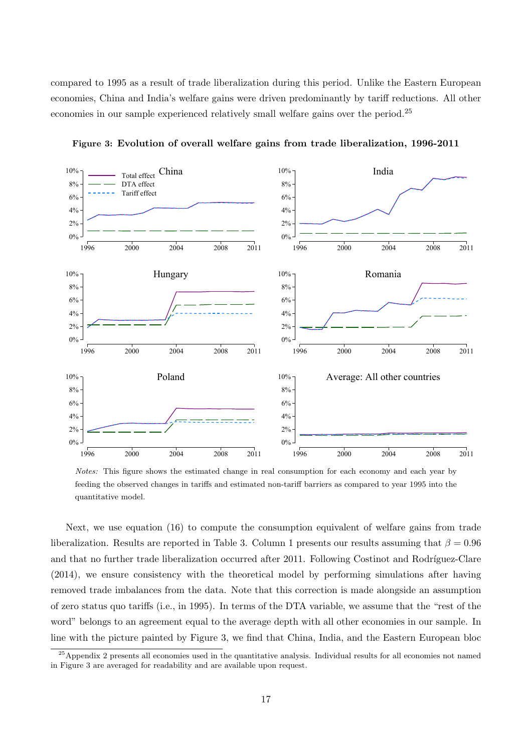compared to 1995 as a result of trade liberalization during this period. Unlike the Eastern European economies, China and India's welfare gains were driven predominantly by tariff reductions. All other economies in our sample experienced relatively small welfare gains over the period.[25]

**Figure 3: Evolution of overall welfare gains from trade liberalization, 1996-2011**

*Notes:* This figure shows the estimated change in real consumption for each economy and each year by feeding the observed changes in tariffs and estimated non-tariff barriers as compared to year 1995 into the quantitative model.

Next, we use equation (16) to compute the consumption equivalent of welfare gains from trade liberalization. Results are reported in Table 3. Column 1 presents our results assuming that $\beta = 0.96$ and that no further trade liberalization occurred after 2011. Following Costinot and Rodríguez-Clare (2014), we ensure consistency with the theoretical model by performing simulations after having removed trade imbalances from the data. Note that this correction is made alongside an assumption of zero status quo tariffs (i.e., in 1995). In terms of the DTA variable, we assume that the "rest of the word" belongs to an agreement equal to the average depth with all other economies in our sample. In line with the picture painted by Figure 3, we find that China, India, and the Eastern European bloc

[25] Appendix 2 presents all economies used in the quantitative analysis. Individual results for all economies not named in Figure 3 are averaged for readability and are available upon request.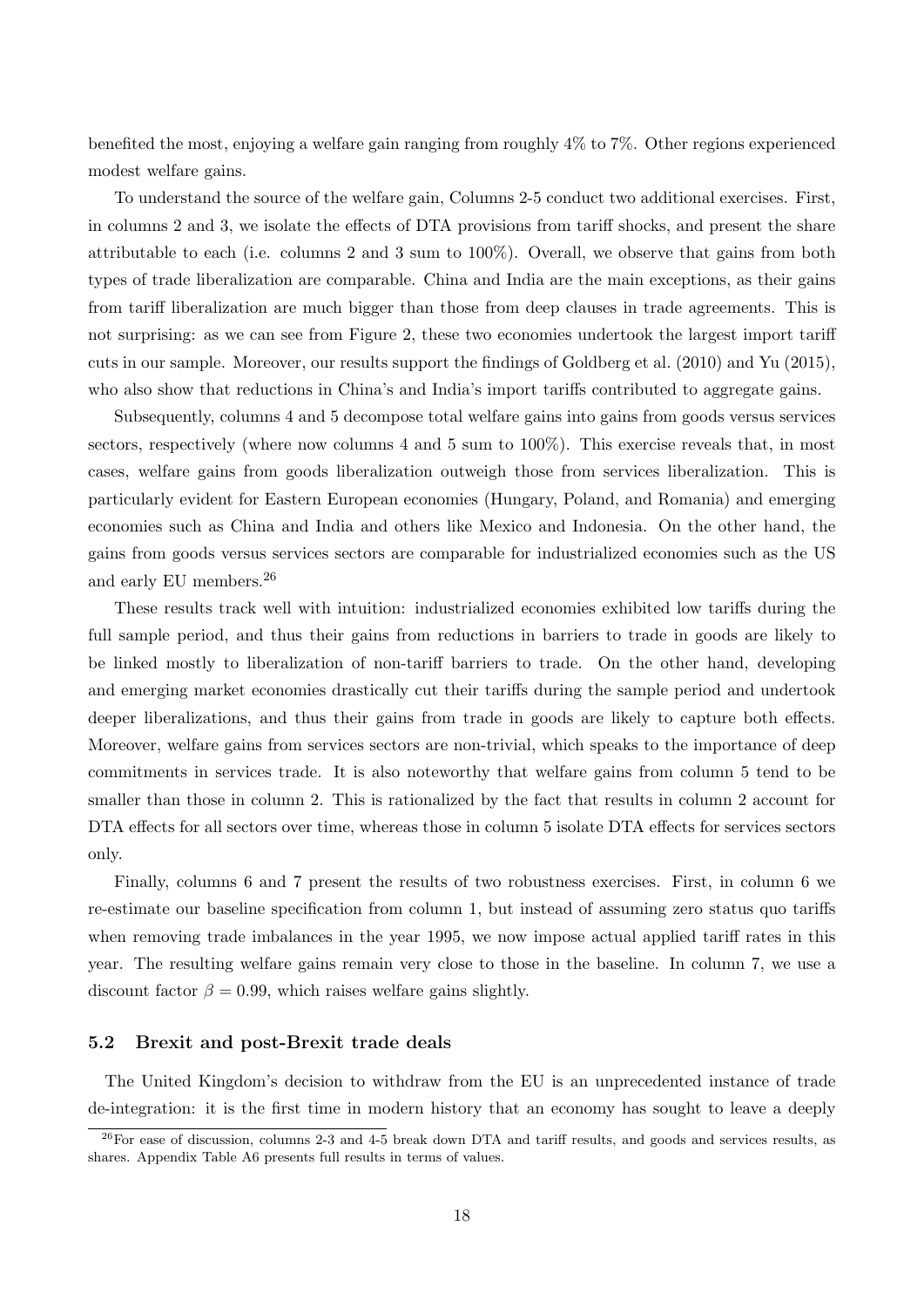benefited the most, enjoying a welfare gain ranging from roughly 4% to 7%. Other regions experienced modest welfare gains.

To understand the source of the welfare gain, Columns 2-5 conduct two additional exercises. First, in columns 2 and 3, we isolate the effects of DTA provisions from tariff shocks, and present the share attributable to each (i.e. columns 2 and 3 sum to 100%). Overall, we observe that gains from both types of trade liberalization are comparable. China and India are the main exceptions, as their gains from tariff liberalization are much bigger than those from deep clauses in trade agreements. This is not surprising: as we can see from Figure 2, these two economies undertook the largest import tariff cuts in our sample. Moreover, our results support the findings of Goldberg et al. (2010) and Yu (2015), who also show that reductions in China's and India's import tariffs contributed to aggregate gains.

Subsequently, columns 4 and 5 decompose total welfare gains into gains from goods versus services sectors, respectively (where now columns 4 and 5 sum to 100%). This exercise reveals that, in most cases, welfare gains from goods liberalization outweigh those from services liberalization. This is particularly evident for Eastern European economies (Hungary, Poland, and Romania) and emerging economies such as China and India and others like Mexico and Indonesia. On the other hand, the gains from goods versus services sectors are comparable for industrialized economies such as the US and early EU members.[26]

These results track well with intuition: industrialized economies exhibited low tariffs during the full sample period, and thus their gains from reductions in barriers to trade in goods are likely to be linked mostly to liberalization of non-tariff barriers to trade. On the other hand, developing and emerging market economies drastically cut their tariffs during the sample period and undertook deeper liberalizations, and thus their gains from trade in goods are likely to capture both effects. Moreover, welfare gains from services sectors are non-trivial, which speaks to the importance of deep commitments in services trade. It is also noteworthy that welfare gains from column 5 tend to be smaller than those in column 2. This is rationalized by the fact that results in column 2 account for DTA effects for all sectors over time, whereas those in column 5 isolate DTA effects for services sectors only.

Finally, columns 6 and 7 present the results of two robustness exercises. First, in column 6 we re-estimate our baseline specification from column 1, but instead of assuming zero status quo tariffs when removing trade imbalances in the year 1995, we now impose actual applied tariff rates in this year. The resulting welfare gains remain very close to those in the baseline. In column 7, we use a discount factor $\beta = 0.99$, which raises welfare gains slightly.

### 5.2 Brexit and post-Brexit trade deals

The United Kingdom's decision to withdraw from the EU is an unprecedented instance of trade de-integration: it is the first time in modern history that an economy has sought to leave a deeply

[26] For ease of discussion, columns 2-3 and 4-5 break down DTA and tariff results, and goods and services results, as shares. Appendix Table A6 presents full results in terms of values.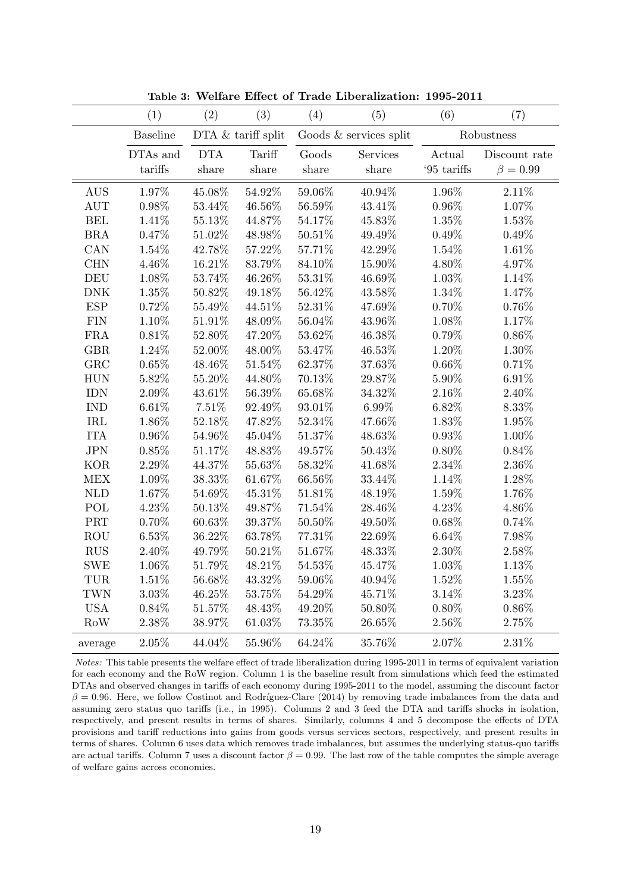**Table 3: Welfare Effect of Trade Liberalization: 1995-2011**

| | (1) | (2) | (3) | (4) | (5) | (6) | (7) |
|---|---|---|---|---|---|---|---|
| | Baseline | DTA & tariff split | | Goods & services split | | Robustness | |
| | DTAs and tariffs | DTA share | Tariff share | Goods share | Services share | Actual '95 tariffs | Discount rate $\beta = 0.99$ |
| AUS | 1.97% | 45.08% | 54.92% | 59.06% | 40.94% | 1.96% | 2.11% |
| AUT | 0.98% | 53.44% | 46.56% | 56.59% | 43.41% | 0.96% | 1.07% |
| BEL | 1.41% | 55.13% | 44.87% | 54.17% | 45.83% | 1.35% | 1.53% |
| BRA | 0.47% | 51.02% | 48.98% | 50.51% | 49.49% | 0.49% | 0.49% |
| CAN | 1.54% | 42.78% | 57.22% | 57.71% | 42.29% | 1.54% | 1.61% |
| CHN | 4.46% | 16.21% | 83.79% | 84.10% | 15.90% | 4.80% | 4.97% |
| DEU | 1.08% | 53.74% | 46.26% | 53.31% | 46.69% | 1.03% | 1.14% |
| DNK | 1.35% | 50.82% | 49.18% | 56.42% | 43.58% | 1.34% | 1.47% |
| ESP | 0.72% | 55.49% | 44.51% | 52.31% | 47.69% | 0.70% | 0.76% |
| FIN | 1.10% | 51.91% | 48.09% | 56.04% | 43.96% | 1.08% | 1.17% |
| FRA | 0.81% | 52.80% | 47.20% | 53.62% | 46.38% | 0.79% | 0.86% |
| GBR | 1.24% | 52.00% | 48.00% | 53.47% | 46.53% | 1.20% | 1.30% |
| GRC | 0.65% | 48.46% | 51.54% | 62.37% | 37.63% | 0.66% | 0.71% |
| HUN | 5.82% | 55.20% | 44.80% | 70.13% | 29.87% | 5.90% | 6.91% |
| IDN | 2.09% | 43.61% | 56.39% | 65.68% | 34.32% | 2.16% | 2.40% |
| IND | 6.61% | 7.51% | 92.49% | 93.01% | 6.99% | 6.82% | 8.33% |
| IRL | 1.86% | 52.18% | 47.82% | 52.34% | 47.66% | 1.83% | 1.95% |
| ITA | 0.96% | 54.96% | 45.04% | 51.37% | 48.63% | 0.93% | 1.00% |
| JPN | 0.85% | 51.17% | 48.83% | 49.57% | 50.43% | 0.80% | 0.84% |
| KOR | 2.29% | 44.37% | 55.63% | 58.32% | 41.68% | 2.34% | 2.36% |
| MEX | 1.09% | 38.33% | 61.67% | 66.56% | 33.44% | 1.14% | 1.28% |
| NLD | 1.67% | 54.69% | 45.31% | 51.81% | 48.19% | 1.59% | 1.76% |
| POL | 4.23% | 50.13% | 49.87% | 71.54% | 28.46% | 4.23% | 4.86% |
| PRT | 0.70% | 60.63% | 39.37% | 50.50% | 49.50% | 0.68% | 0.74% |
| ROU | 6.53% | 36.22% | 63.78% | 77.31% | 22.69% | 6.64% | 7.98% |
| RUS | 2.40% | 49.79% | 50.21% | 51.67% | 48.33% | 2.30% | 2.58% |
| SWE | 1.06% | 51.79% | 48.21% | 54.53% | 45.47% | 1.03% | 1.13% |
| TUR | 1.51% | 56.68% | 43.32% | 59.06% | 40.94% | 1.52% | 1.55% |
| TWN | 3.03% | 46.25% | 53.75% | 54.29% | 45.71% | 3.14% | 3.23% |
| USA | 0.84% | 51.57% | 48.43% | 49.20% | 50.80% | 0.80% | 0.86% |
| RoW | 2.38% | 38.97% | 61.03% | 73.35% | 26.65% | 2.56% | 2.75% |
| average | 2.05% | 44.04% | 55.96% | 64.24% | 35.76% | 2.07% | 2.31% |

*Notes:* This table presents the welfare effect of trade liberalization during 1995-2011 in terms of equivalent variation for each economy and the RoW region. Column 1 is the baseline result from simulations which feed the estimated DTAs and observed changes in tariffs of each economy during 1995-2011 to the model, assuming the discount factor $\beta = 0.96$. Here, we follow Costinot and Rodríguez-Clare (2014) by removing trade imbalances from the data and assuming zero status quo tariffs (i.e., in 1995). Columns 2 and 3 feed the DTA and tariffs shocks in isolation, respectively, and present results in terms of shares. Similarly, columns 4 and 5 decompose the effects of DTA provisions and tariff reductions into gains from goods versus services sectors, respectively, and present results in terms of shares. Column 6 uses data which removes trade imbalances, but assumes the underlying status-quo tariffs are actual tariffs. Column 7 uses a discount factor $\beta = 0.99$. The last row of the table computes the simple average of welfare gains across economies.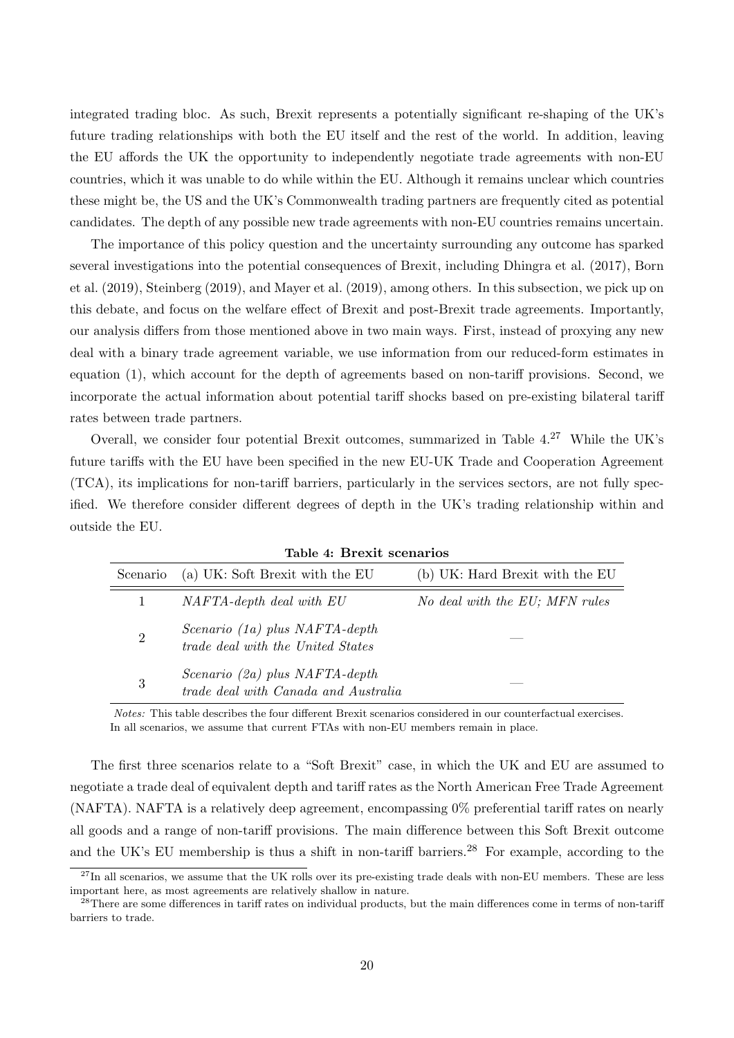integrated trading bloc. As such, Brexit represents a potentially significant re-shaping of the UK's future trading relationships with both the EU itself and the rest of the world. In addition, leaving the EU affords the UK the opportunity to independently negotiate trade agreements with non-EU countries, which it was unable to do while within the EU. Although it remains unclear which countries these might be, the US and the UK's Commonwealth trading partners are frequently cited as potential candidates. The depth of any possible new trade agreements with non-EU countries remains uncertain.

The importance of this policy question and the uncertainty surrounding any outcome has sparked several investigations into the potential consequences of Brexit, including Dhingra et al. (2017), Born et al. (2019), Steinberg (2019), and Mayer et al. (2019), among others. In this subsection, we pick up on this debate, and focus on the welfare effect of Brexit and post-Brexit trade agreements. Importantly, our analysis differs from those mentioned above in two main ways. First, instead of proxying any new deal with a binary trade agreement variable, we use information from our reduced-form estimates in equation (1), which account for the depth of agreements based on non-tariff provisions. Second, we incorporate the actual information about potential tariff shocks based on pre-existing bilateral tariff rates between trade partners.

Overall, we consider four potential Brexit outcomes, summarized in Table 4.[27] While the UK's future tariffs with the EU have been specified in the new EU-UK Trade and Cooperation Agreement (TCA), its implications for non-tariff barriers, particularly in the services sectors, are not fully specified. We therefore consider different degrees of depth in the UK's trading relationship within and outside the EU.

**Table 4: Brexit scenarios**

| Scenario | (a) UK: Soft Brexit with the EU | (b) UK: Hard Brexit with the EU |
|---|---|---|
| 1 | *NAFTA-depth deal with EU* | *No deal with the EU; MFN rules* |
| 2 | *Scenario (1a) plus NAFTA-depth trade deal with the United States* | — |
| 3 | *Scenario (2a) plus NAFTA-depth trade deal with Canada and Australia* | — |

*Notes:* This table describes the four different Brexit scenarios considered in our counterfactual exercises. In all scenarios, we assume that current FTAs with non-EU members remain in place.

The first three scenarios relate to a "Soft Brexit" case, in which the UK and EU are assumed to negotiate a trade deal of equivalent depth and tariff rates as the North American Free Trade Agreement (NAFTA). NAFTA is a relatively deep agreement, encompassing 0% preferential tariff rates on nearly all goods and a range of non-tariff provisions. The main difference between this Soft Brexit outcome and the UK's EU membership is thus a shift in non-tariff barriers.[28] For example, according to the

[27] In all scenarios, we assume that the UK rolls over its pre-existing trade deals with non-EU members. These are less important here, as most agreements are relatively shallow in nature.

[28] There are some differences in tariff rates on individual products, but the main differences come in terms of non-tariff barriers to trade.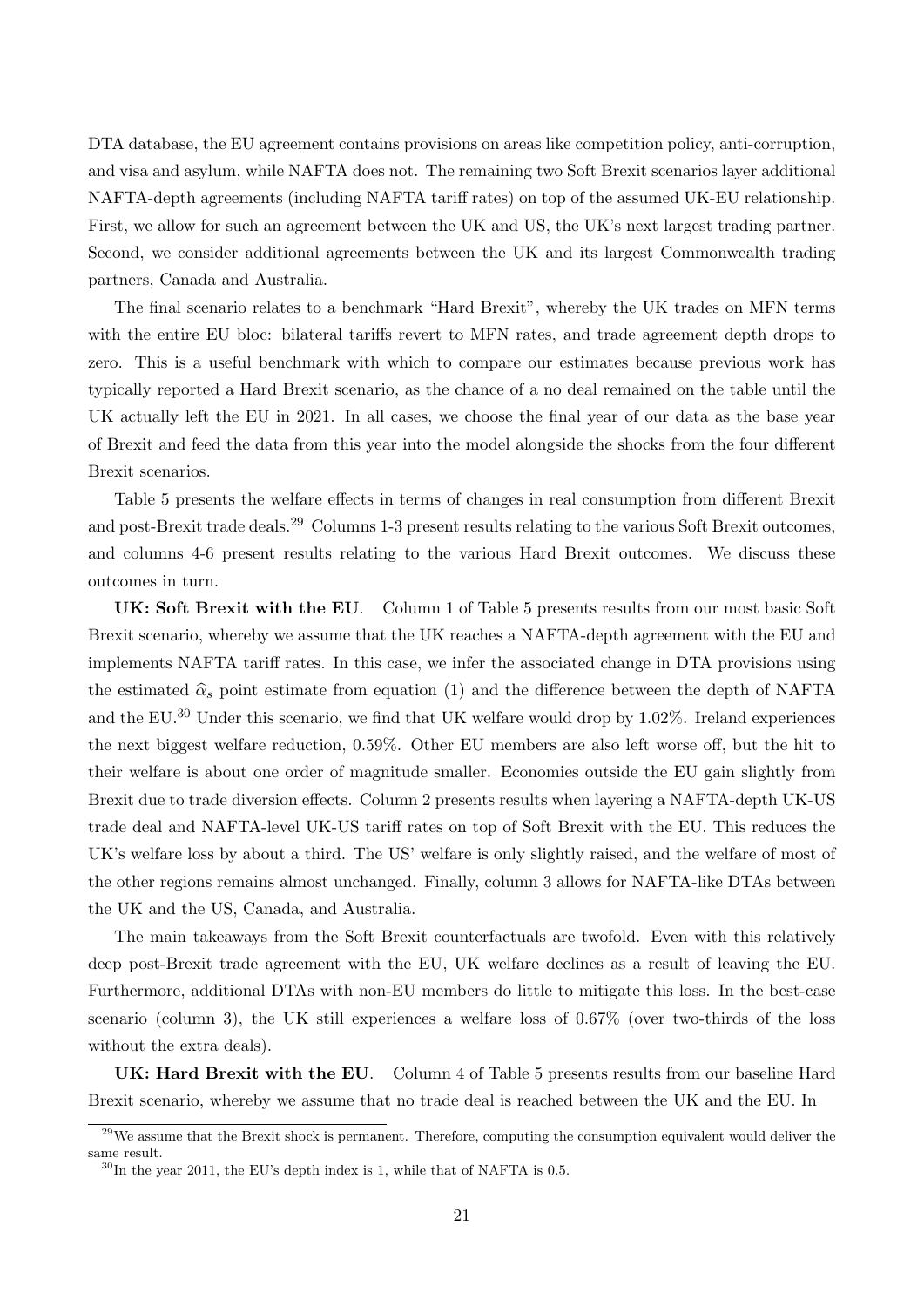DTA database, the EU agreement contains provisions on areas like competition policy, anti-corruption, and visa and asylum, while NAFTA does not. The remaining two Soft Brexit scenarios layer additional NAFTA-depth agreements (including NAFTA tariff rates) on top of the assumed UK-EU relationship. First, we allow for such an agreement between the UK and US, the UK's next largest trading partner. Second, we consider additional agreements between the UK and its largest Commonwealth trading partners, Canada and Australia.

The final scenario relates to a benchmark "Hard Brexit", whereby the UK trades on MFN terms with the entire EU bloc: bilateral tariffs revert to MFN rates, and trade agreement depth drops to zero. This is a useful benchmark with which to compare our estimates because previous work has typically reported a Hard Brexit scenario, as the chance of a no deal remained on the table until the UK actually left the EU in 2021. In all cases, we choose the final year of our data as the base year of Brexit and feed the data from this year into the model alongside the shocks from the four different Brexit scenarios.

Table 5 presents the welfare effects in terms of changes in real consumption from different Brexit and post-Brexit trade deals.[29] Columns 1-3 present results relating to the various Soft Brexit outcomes, and columns 4-6 present results relating to the various Hard Brexit outcomes. We discuss these outcomes in turn.

**UK: Soft Brexit with the EU**. Column 1 of Table 5 presents results from our most basic Soft Brexit scenario, whereby we assume that the UK reaches a NAFTA-depth agreement with the EU and implements NAFTA tariff rates. In this case, we infer the associated change in DTA provisions using the estimated $\widehat{\alpha}_s$ point estimate from equation (1) and the difference between the depth of NAFTA and the EU.[30] Under this scenario, we find that UK welfare would drop by 1.02%. Ireland experiences the next biggest welfare reduction, 0.59%. Other EU members are also left worse off, but the hit to their welfare is about one order of magnitude smaller. Economies outside the EU gain slightly from Brexit due to trade diversion effects. Column 2 presents results when layering a NAFTA-depth UK-US trade deal and NAFTA-level UK-US tariff rates on top of Soft Brexit with the EU. This reduces the UK's welfare loss by about a third. The US' welfare is only slightly raised, and the welfare of most of the other regions remains almost unchanged. Finally, column 3 allows for NAFTA-like DTAs between the UK and the US, Canada, and Australia.

The main takeaways from the Soft Brexit counterfactuals are twofold. Even with this relatively deep post-Brexit trade agreement with the EU, UK welfare declines as a result of leaving the EU. Furthermore, additional DTAs with non-EU members do little to mitigate this loss. In the best-case scenario (column 3), the UK still experiences a welfare loss of 0.67% (over two-thirds of the loss without the extra deals).

**UK: Hard Brexit with the EU**. Column 4 of Table 5 presents results from our baseline Hard Brexit scenario, whereby we assume that no trade deal is reached between the UK and the EU. In

[29] We assume that the Brexit shock is permanent. Therefore, computing the consumption equivalent would deliver the same result.

[30] In the year 2011, the EU's depth index is 1, while that of NAFTA is 0.5.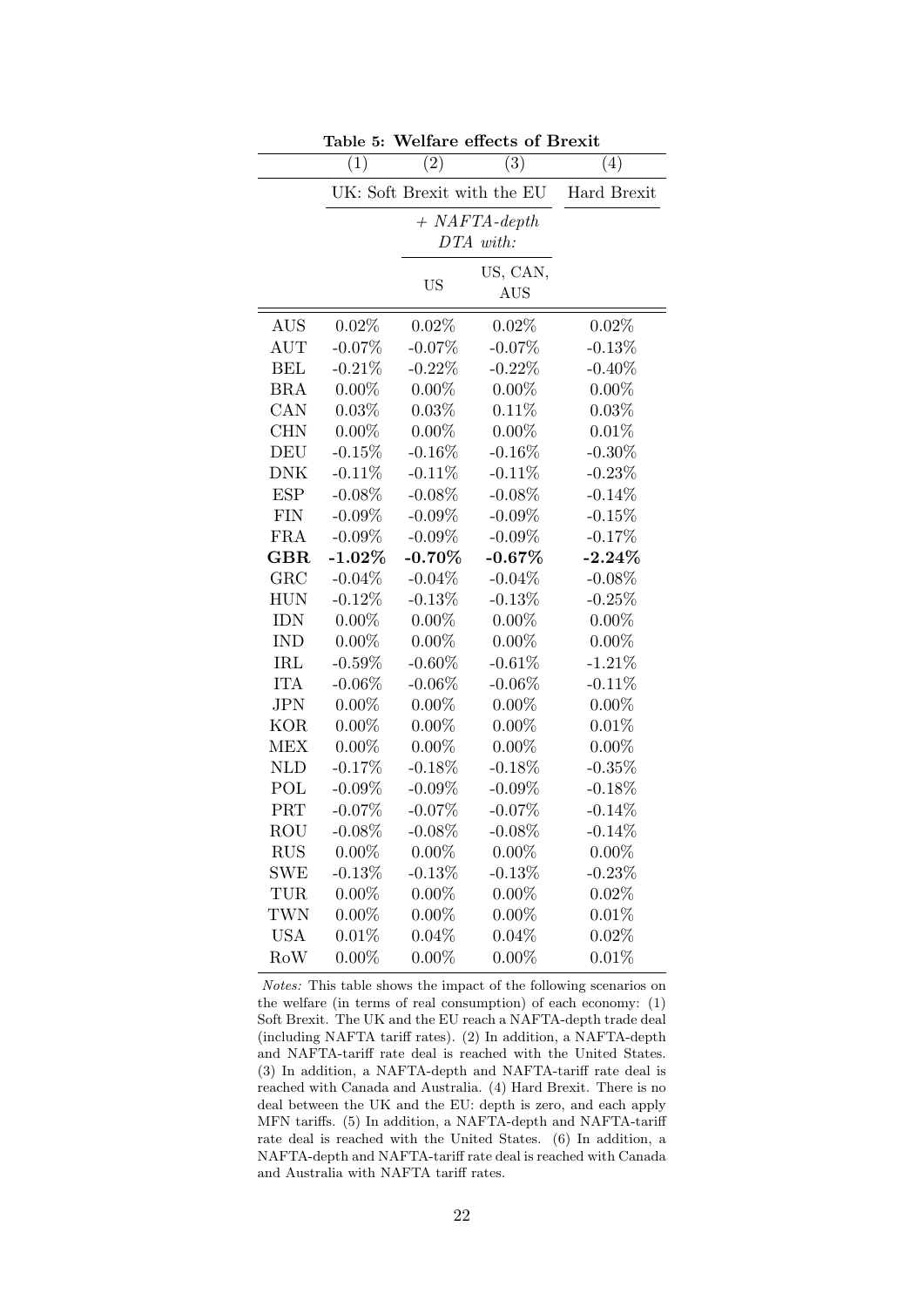**Table 5: Welfare effects of Brexit**

| | (1) | (2) | (3) | (4) |
|---|---|---|---|---|
| | UK: Soft Brexit with the EU | | | Hard Brexit |
| | | *+ NAFTA-depth DTA with:* | | |
| | | US | US, CAN, AUS | |
| AUS | 0.02% | 0.02% | 0.02% | 0.02% |
| AUT | -0.07% | -0.07% | -0.07% | -0.13% |
| BEL | -0.21% | -0.22% | -0.22% | -0.40% |
| BRA | 0.00% | 0.00% | 0.00% | 0.00% |
| CAN | 0.03% | 0.03% | 0.11% | 0.03% |
| CHN | 0.00% | 0.00% | 0.00% | 0.01% |
| DEU | -0.15% | -0.16% | -0.16% | -0.30% |
| DNK | -0.11% | -0.11% | -0.11% | -0.23% |
| ESP | -0.08% | -0.08% | -0.08% | -0.14% |
| FIN | -0.09% | -0.09% | -0.09% | -0.15% |
| FRA | -0.09% | -0.09% | -0.09% | -0.17% |
| **GBR** | **-1.02%** | **-0.70%** | **-0.67%** | **-2.24%** |
| GRC | -0.04% | -0.04% | -0.04% | -0.08% |
| HUN | -0.12% | -0.13% | -0.13% | -0.25% |
| IDN | 0.00% | 0.00% | 0.00% | 0.00% |
| IND | 0.00% | 0.00% | 0.00% | 0.00% |
| IRL | -0.59% | -0.60% | -0.61% | -1.21% |
| ITA | -0.06% | -0.06% | -0.06% | -0.11% |
| JPN | 0.00% | 0.00% | 0.00% | 0.00% |
| KOR | 0.00% | 0.00% | 0.00% | 0.01% |
| MEX | 0.00% | 0.00% | 0.00% | 0.00% |
| NLD | -0.17% | -0.18% | -0.18% | -0.35% |
| POL | -0.09% | -0.09% | -0.09% | -0.18% |
| PRT | -0.07% | -0.07% | -0.07% | -0.14% |
| ROU | -0.08% | -0.08% | -0.08% | -0.14% |
| RUS | 0.00% | 0.00% | 0.00% | 0.00% |
| SWE | -0.13% | -0.13% | -0.13% | -0.23% |
| TUR | 0.00% | 0.00% | 0.00% | 0.02% |
| TWN | 0.00% | 0.00% | 0.00% | 0.01% |
| USA | 0.01% | 0.04% | 0.04% | 0.02% |
| RoW | 0.00% | 0.00% | 0.00% | 0.01% |

*Notes:* This table shows the impact of the following scenarios on the welfare (in terms of real consumption) of each economy: (1) Soft Brexit. The UK and the EU reach a NAFTA-depth trade deal (including NAFTA tariff rates). (2) In addition, a NAFTA-depth and NAFTA-tariff rate deal is reached with the United States. (3) In addition, a NAFTA-depth and NAFTA-tariff rate deal is reached with Canada and Australia. (4) Hard Brexit. There is no deal between the UK and the EU: depth is zero, and each apply MFN tariffs. (5) In addition, a NAFTA-depth and NAFTA-tariff rate deal is reached with the United States. (6) In addition, a NAFTA-depth and NAFTA-tariff rate deal is reached with Canada and Australia with NAFTA tariff rates.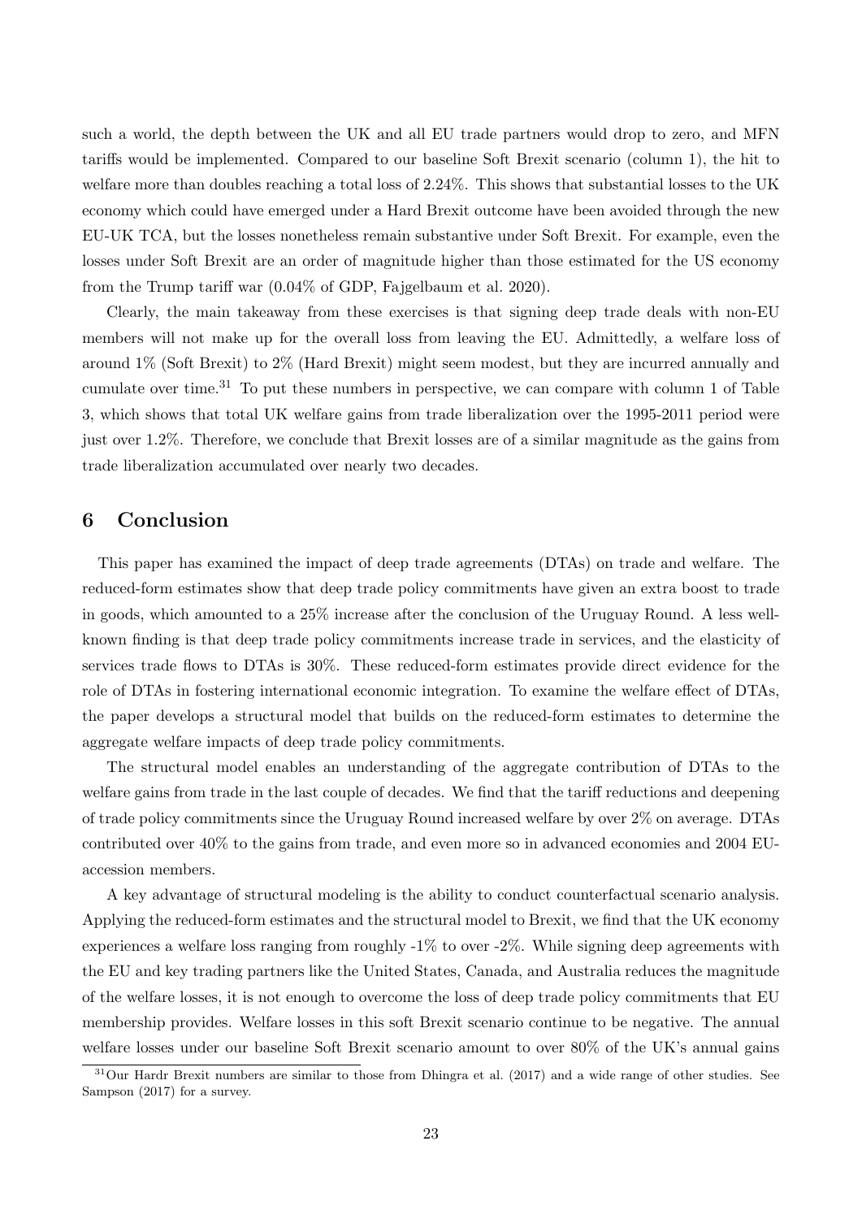such a world, the depth between the UK and all EU trade partners would drop to zero, and MFN tariffs would be implemented. Compared to our baseline Soft Brexit scenario (column 1), the hit to welfare more than doubles reaching a total loss of 2.24%. This shows that substantial losses to the UK economy which could have emerged under a Hard Brexit outcome have been avoided through the new EU-UK TCA, but the losses nonetheless remain substantive under Soft Brexit. For example, even the losses under Soft Brexit are an order of magnitude higher than those estimated for the US economy from the Trump tariff war (0.04% of GDP, Fajgelbaum et al. 2020).

Clearly, the main takeaway from these exercises is that signing deep trade deals with non-EU members will not make up for the overall loss from leaving the EU. Admittedly, a welfare loss of around 1% (Soft Brexit) to 2% (Hard Brexit) might seem modest, but they are incurred annually and cumulate over time.[31] To put these numbers in perspective, we can compare with column 1 of Table 3, which shows that total UK welfare gains from trade liberalization over the 1995-2011 period were just over 1.2%. Therefore, we conclude that Brexit losses are of a similar magnitude as the gains from trade liberalization accumulated over nearly two decades.

## 6 Conclusion

This paper has examined the impact of deep trade agreements (DTAs) on trade and welfare. The reduced-form estimates show that deep trade policy commitments have given an extra boost to trade in goods, which amounted to a 25% increase after the conclusion of the Uruguay Round. A less well-known finding is that deep trade policy commitments increase trade in services, and the elasticity of services trade flows to DTAs is 30%. These reduced-form estimates provide direct evidence for the role of DTAs in fostering international economic integration. To examine the welfare effect of DTAs, the paper develops a structural model that builds on the reduced-form estimates to determine the aggregate welfare impacts of deep trade policy commitments.

The structural model enables an understanding of the aggregate contribution of DTAs to the welfare gains from trade in the last couple of decades. We find that the tariff reductions and deepening of trade policy commitments since the Uruguay Round increased welfare by over 2% on average. DTAs contributed over 40% to the gains from trade, and even more so in advanced economies and 2004 EU-accession members.

A key advantage of structural modeling is the ability to conduct counterfactual scenario analysis. Applying the reduced-form estimates and the structural model to Brexit, we find that the UK economy experiences a welfare loss ranging from roughly -1% to over -2%. While signing deep agreements with the EU and key trading partners like the United States, Canada, and Australia reduces the magnitude of the welfare losses, it is not enough to overcome the loss of deep trade policy commitments that EU membership provides. Welfare losses in this soft Brexit scenario continue to be negative. The annual welfare losses under our baseline Soft Brexit scenario amount to over 80% of the UK's annual gains

[31] Our Hardr Brexit numbers are similar to those from Dhingra et al. (2017) and a wide range of other studies. See Sampson (2017) for a survey.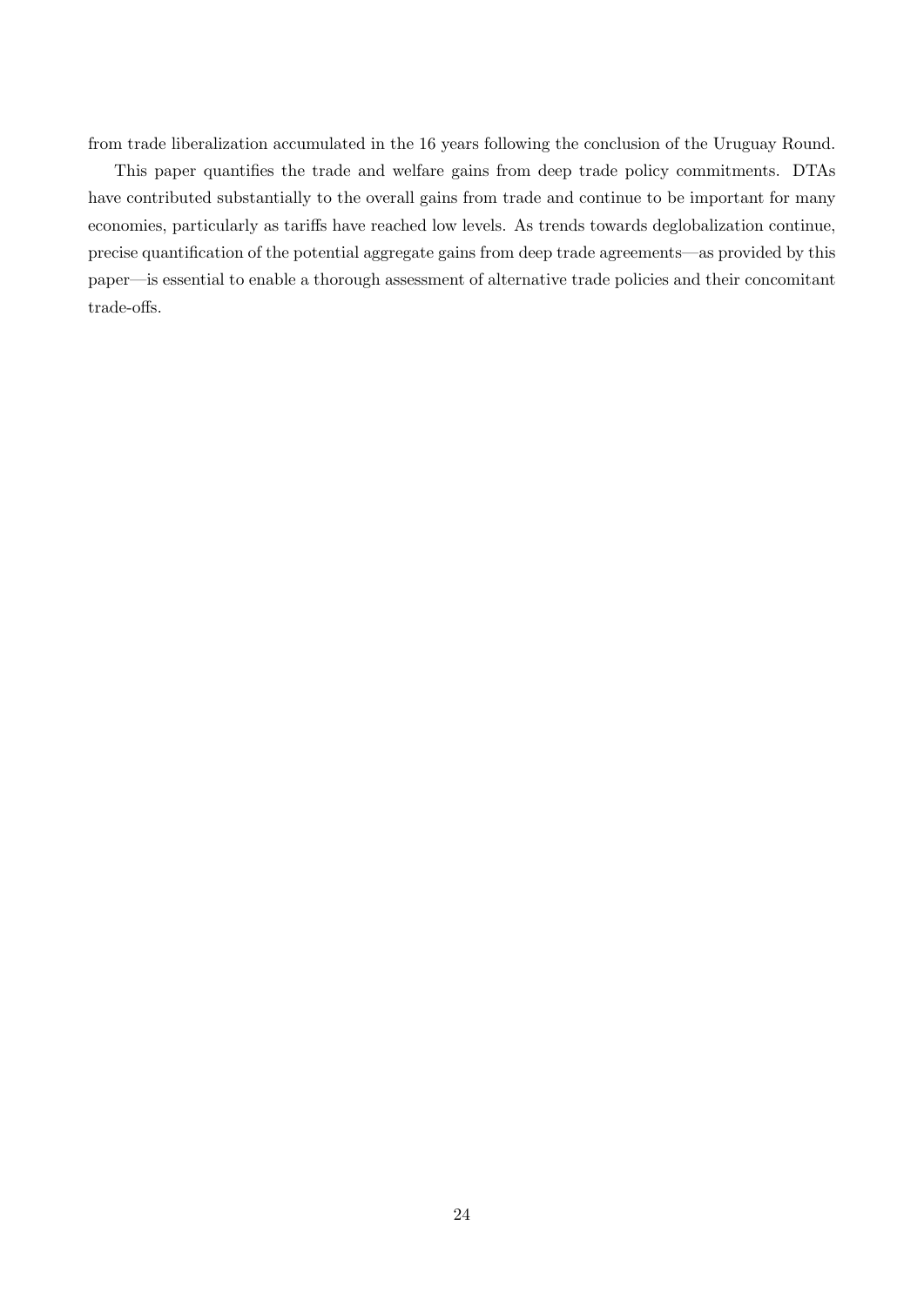from trade liberalization accumulated in the 16 years following the conclusion of the Uruguay Round.

This paper quantifies the trade and welfare gains from deep trade policy commitments. DTAs have contributed substantially to the overall gains from trade and continue to be important for many economies, particularly as tariffs have reached low levels. As trends towards deglobalization continue, precise quantification of the potential aggregate gains from deep trade agreements—as provided by this paper—is essential to enable a thorough assessment of alternative trade policies and their concomitant trade-offs.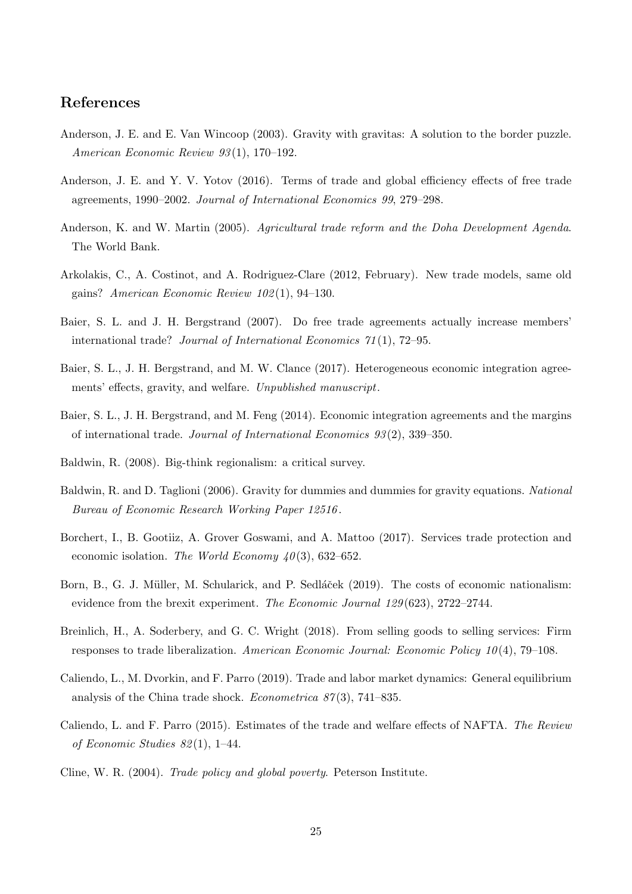## References

Anderson, J. E. and E. Van Wincoop (2003). Gravity with gravitas: A solution to the border puzzle. *American Economic Review 93*(1), 170–192.

Anderson, J. E. and Y. V. Yotov (2016). Terms of trade and global efficiency effects of free trade agreements, 1990–2002. *Journal of International Economics 99*, 279–298.

Anderson, K. and W. Martin (2005). *Agricultural trade reform and the Doha Development Agenda*. The World Bank.

Arkolakis, C., A. Costinot, and A. Rodriguez-Clare (2012, February). New trade models, same old gains? *American Economic Review 102*(1), 94–130.

Baier, S. L. and J. H. Bergstrand (2007). Do free trade agreements actually increase members' international trade? *Journal of International Economics 71*(1), 72–95.

Baier, S. L., J. H. Bergstrand, and M. W. Clance (2017). Heterogeneous economic integration agreements' effects, gravity, and welfare. *Unpublished manuscript*.

Baier, S. L., J. H. Bergstrand, and M. Feng (2014). Economic integration agreements and the margins of international trade. *Journal of International Economics 93*(2), 339–350.

Baldwin, R. (2008). Big-think regionalism: a critical survey.

Baldwin, R. and D. Taglioni (2006). Gravity for dummies and dummies for gravity equations. *National Bureau of Economic Research Working Paper 12516*.

Borchert, I., B. Gootiiz, A. Grover Goswami, and A. Mattoo (2017). Services trade protection and economic isolation. *The World Economy 40*(3), 632–652.

Born, B., G. J. Müller, M. Schularick, and P. Sedláček (2019). The costs of economic nationalism: evidence from the brexit experiment. *The Economic Journal 129*(623), 2722–2744.

Breinlich, H., A. Soderbery, and G. C. Wright (2018). From selling goods to selling services: Firm responses to trade liberalization. *American Economic Journal: Economic Policy 10*(4), 79–108.

Caliendo, L., M. Dvorkin, and F. Parro (2019). Trade and labor market dynamics: General equilibrium analysis of the China trade shock. *Econometrica 87*(3), 741–835.

Caliendo, L. and F. Parro (2015). Estimates of the trade and welfare effects of NAFTA. *The Review of Economic Studies 82*(1), 1–44.

Cline, W. R. (2004). *Trade policy and global poverty*. Peterson Institute.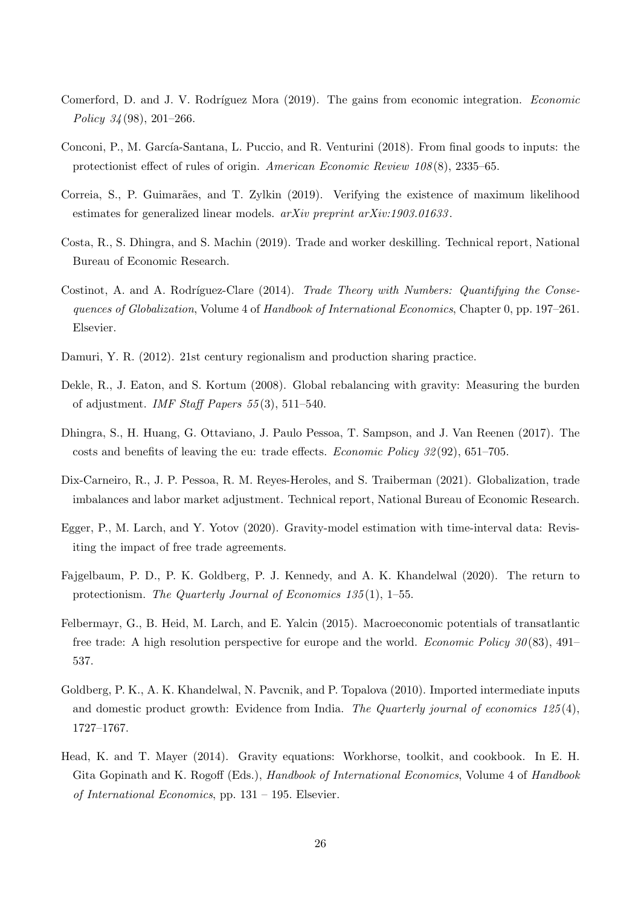Comerford, D. and J. V. Rodríguez Mora (2019). The gains from economic integration. *Economic Policy 34*(98), 201–266.

Conconi, P., M. García-Santana, L. Puccio, and R. Venturini (2018). From final goods to inputs: the protectionist effect of rules of origin. *American Economic Review 108*(8), 2335–65.

Correia, S., P. Guimarães, and T. Zylkin (2019). Verifying the existence of maximum likelihood estimates for generalized linear models. *arXiv preprint arXiv:1903.01633*.

Costa, R., S. Dhingra, and S. Machin (2019). Trade and worker deskilling. Technical report, National Bureau of Economic Research.

Costinot, A. and A. Rodríguez-Clare (2014). *Trade Theory with Numbers: Quantifying the Consequences of Globalization*, Volume 4 of *Handbook of International Economics*, Chapter 0, pp. 197–261. Elsevier.

Damuri, Y. R. (2012). 21st century regionalism and production sharing practice.

Dekle, R., J. Eaton, and S. Kortum (2008). Global rebalancing with gravity: Measuring the burden of adjustment. *IMF Staff Papers 55*(3), 511–540.

Dhingra, S., H. Huang, G. Ottaviano, J. Paulo Pessoa, T. Sampson, and J. Van Reenen (2017). The costs and benefits of leaving the eu: trade effects. *Economic Policy 32*(92), 651–705.

Dix-Carneiro, R., J. P. Pessoa, R. M. Reyes-Heroles, and S. Traiberman (2021). Globalization, trade imbalances and labor market adjustment. Technical report, National Bureau of Economic Research.

Egger, P., M. Larch, and Y. Yotov (2020). Gravity-model estimation with time-interval data: Revisiting the impact of free trade agreements.

Fajgelbaum, P. D., P. K. Goldberg, P. J. Kennedy, and A. K. Khandelwal (2020). The return to protectionism. *The Quarterly Journal of Economics 135*(1), 1–55.

Felbermayr, G., B. Heid, M. Larch, and E. Yalcin (2015). Macroeconomic potentials of transatlantic free trade: A high resolution perspective for europe and the world. *Economic Policy 30*(83), 491–537.

Goldberg, P. K., A. K. Khandelwal, N. Pavcnik, and P. Topalova (2010). Imported intermediate inputs and domestic product growth: Evidence from India. *The Quarterly journal of economics 125*(4), 1727–1767.

Head, K. and T. Mayer (2014). Gravity equations: Workhorse, toolkit, and cookbook. In E. H. Gita Gopinath and K. Rogoff (Eds.), *Handbook of International Economics*, Volume 4 of *Handbook of International Economics*, pp. 131 – 195. Elsevier.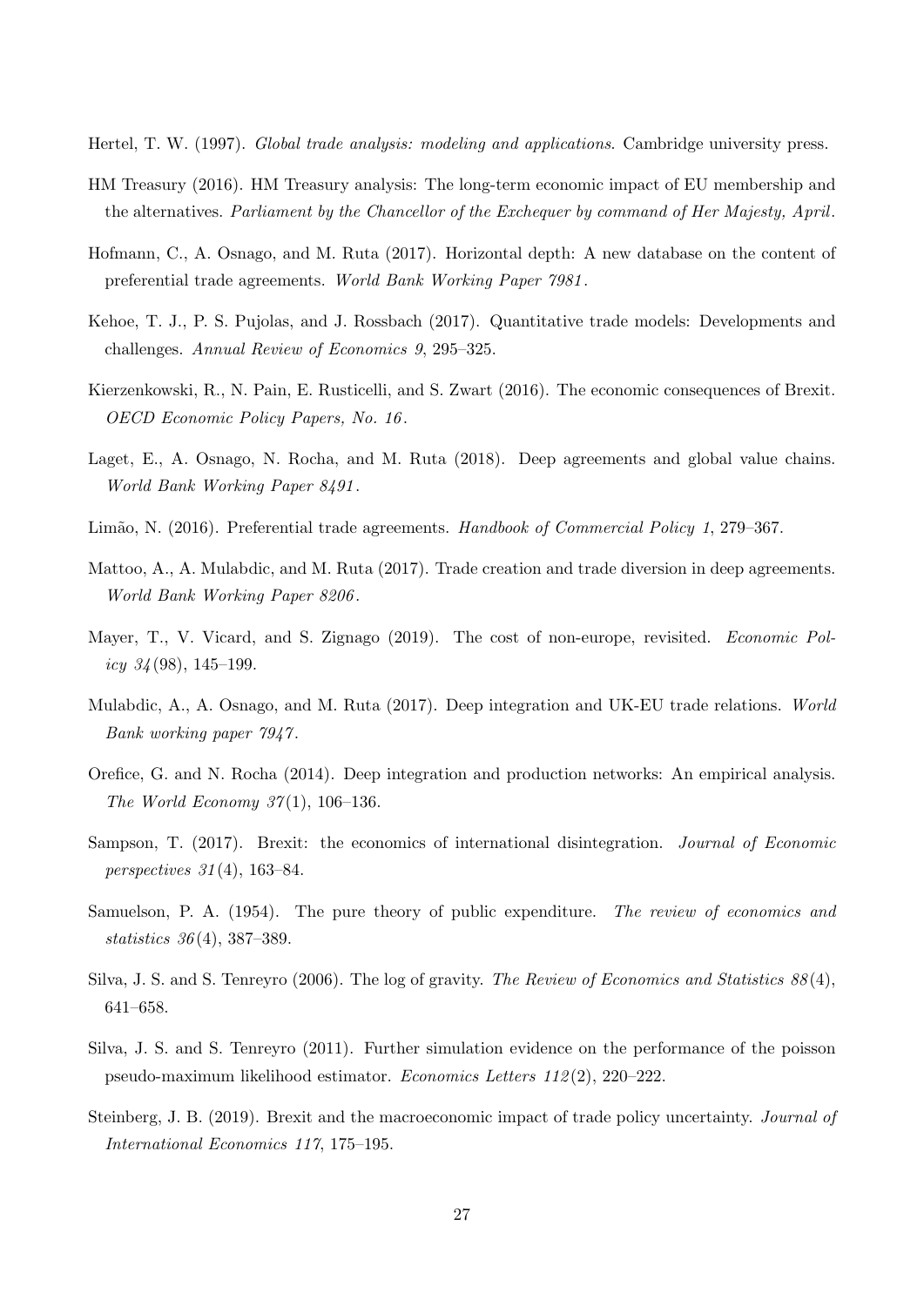Hertel, T. W. (1997). *Global trade analysis: modeling and applications*. Cambridge university press.

HM Treasury (2016). HM Treasury analysis: The long-term economic impact of EU membership and the alternatives. *Parliament by the Chancellor of the Exchequer by command of Her Majesty, April*.

Hofmann, C., A. Osnago, and M. Ruta (2017). Horizontal depth: A new database on the content of preferential trade agreements. *World Bank Working Paper 7981*.

Kehoe, T. J., P. S. Pujolas, and J. Rossbach (2017). Quantitative trade models: Developments and challenges. *Annual Review of Economics 9*, 295–325.

Kierzenkowski, R., N. Pain, E. Rusticelli, and S. Zwart (2016). The economic consequences of Brexit. *OECD Economic Policy Papers, No. 16*.

Laget, E., A. Osnago, N. Rocha, and M. Ruta (2018). Deep agreements and global value chains. *World Bank Working Paper 8491*.

Limão, N. (2016). Preferential trade agreements. *Handbook of Commercial Policy 1*, 279–367.

Mattoo, A., A. Mulabdic, and M. Ruta (2017). Trade creation and trade diversion in deep agreements. *World Bank Working Paper 8206*.

Mayer, T., V. Vicard, and S. Zignago (2019). The cost of non-europe, revisited. *Economic Policy 34*(98), 145–199.

Mulabdic, A., A. Osnago, and M. Ruta (2017). Deep integration and UK-EU trade relations. *World Bank working paper 7947*.

Orefice, G. and N. Rocha (2014). Deep integration and production networks: An empirical analysis. *The World Economy 37*(1), 106–136.

Sampson, T. (2017). Brexit: the economics of international disintegration. *Journal of Economic perspectives 31*(4), 163–84.

Samuelson, P. A. (1954). The pure theory of public expenditure. *The review of economics and statistics 36*(4), 387–389.

Silva, J. S. and S. Tenreyro (2006). The log of gravity. *The Review of Economics and Statistics 88*(4), 641–658.

Silva, J. S. and S. Tenreyro (2011). Further simulation evidence on the performance of the poisson pseudo-maximum likelihood estimator. *Economics Letters 112*(2), 220–222.

Steinberg, J. B. (2019). Brexit and the macroeconomic impact of trade policy uncertainty. *Journal of International Economics 117*, 175–195.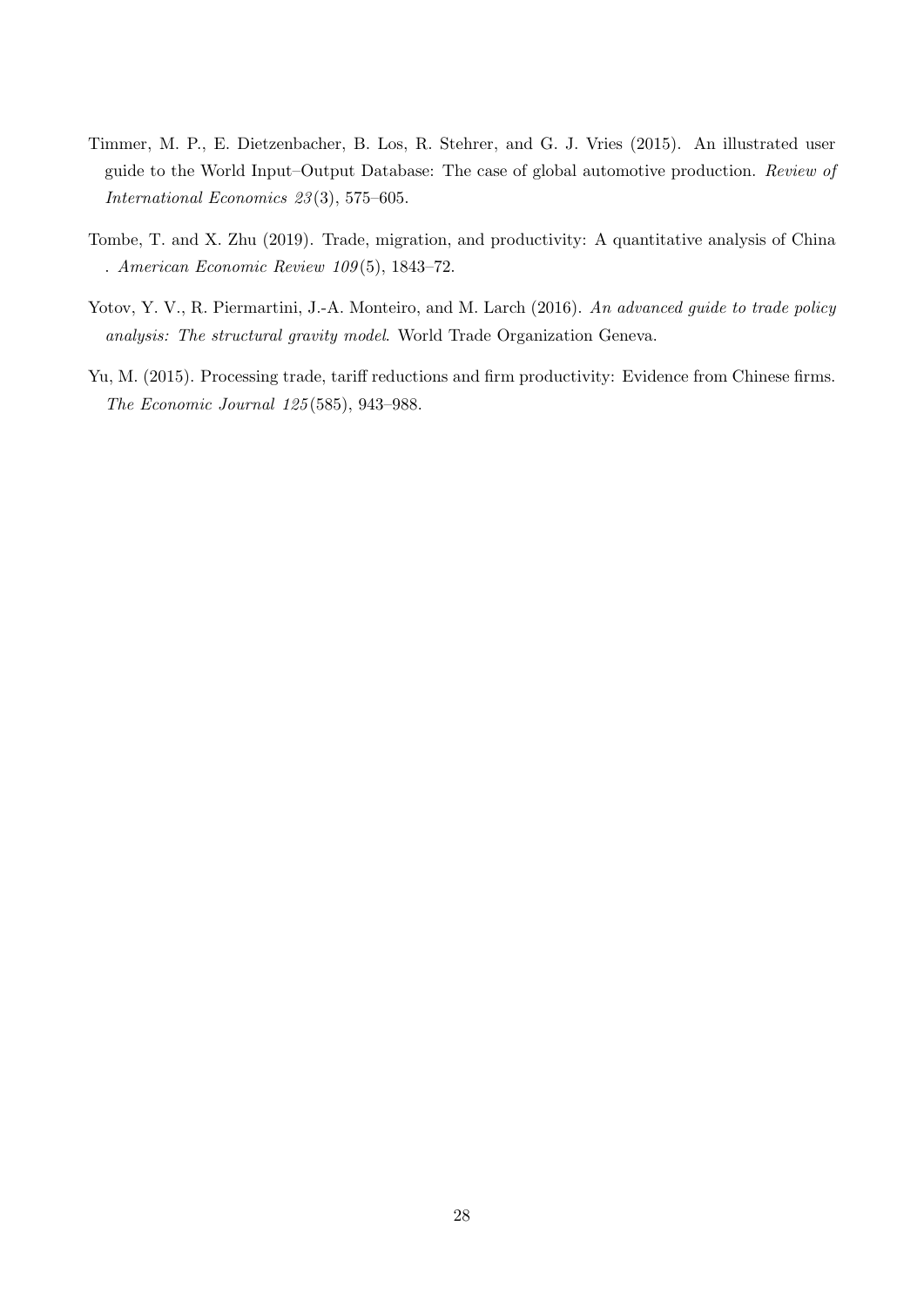Timmer, M. P., E. Dietzenbacher, B. Los, R. Stehrer, and G. J. Vries (2015). An illustrated user guide to the World Input–Output Database: The case of global automotive production. *Review of International Economics 23*(3), 575–605.

Tombe, T. and X. Zhu (2019). Trade, migration, and productivity: A quantitative analysis of China . *American Economic Review 109*(5), 1843–72.

Yotov, Y. V., R. Piermartini, J.-A. Monteiro, and M. Larch (2016). *An advanced guide to trade policy analysis: The structural gravity model*. World Trade Organization Geneva.

Yu, M. (2015). Processing trade, tariff reductions and firm productivity: Evidence from Chinese firms. *The Economic Journal 125*(585), 943–988.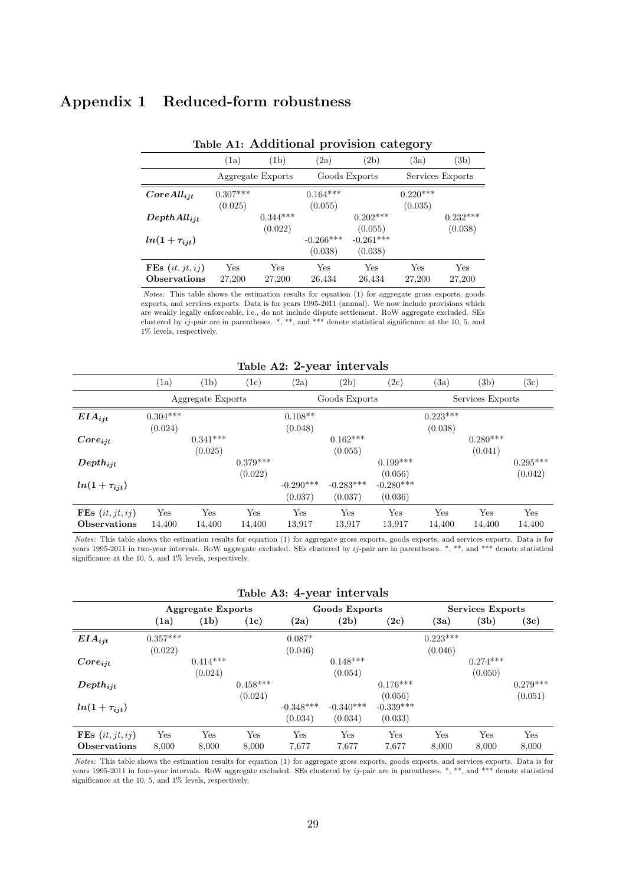# Appendix 1 Reduced-form robustness

**Table A1: Additional provision category**

| | (1a) | (1b) | (2a) | (2b) | (3a) | (3b) |
|---|---|---|---|---|---|---|
| | Aggregate Exports | | Goods Exports | | Services Exports | |
| $CoreAll_{ijt}$ | 0.307*** | | 0.164*** | | 0.220*** | |
| | (0.025) | | (0.055) | | (0.035) | |
| $DepthAll_{ijt}$ | | 0.344*** | | 0.202*** | | 0.232*** |
| | | (0.022) | | (0.055) | | (0.038) |
| $ln(1+\tau_{ijt})$ | | | -0.266*** | -0.261*** | | |
| | | | (0.038) | (0.038) | | |
| **FEs** $(it, jt, ij)$ | Yes | Yes | Yes | Yes | Yes | Yes |
| **Observations** | 27,200 | 27,200 | 26,434 | 26,434 | 27,200 | 27,200 |

*Notes:* This table shows the estimation results for equation (1) for aggregate gross exports, goods exports, and services exports. Data is for years 1995-2011 (annual). We now include provisions which are weakly legally enforceable, i.e., do not include dispute settlement. RoW aggregate excluded. SEs clustered by $ij$-pair are in parentheses. *, **, and *** denote statistical significance at the 10, 5, and 1% levels, respectively.

**Table A2: 2-year intervals**

| | (1a) | (1b) | (1c) | (2a) | (2b) | (2c) | (3a) | (3b) | (3c) |
|---|---|---|---|---|---|---|---|---|---|
| | Aggregate Exports | | | Goods Exports | | | Services Exports | | |
| $EIA_{ijt}$ | 0.304*** | | | 0.108** | | | 0.223*** | | |
| | (0.024) | | | (0.048) | | | (0.038) | | |
| $Core_{ijt}$ | | 0.341*** | | | 0.162*** | | | 0.280*** | |
| | | (0.025) | | | (0.055) | | | (0.041) | |
| $Depth_{ijt}$ | | | 0.379*** | | | 0.199*** | | | 0.295*** |
| | | | (0.022) | | | (0.056) | | | (0.042) |
| $ln(1+\tau_{ijt})$ | | | | -0.290*** | -0.283*** | -0.280*** | | | |
| | | | | (0.037) | (0.037) | (0.036) | | | |
| **FEs** $(it, jt, ij)$ | Yes | Yes | Yes | Yes | Yes | Yes | Yes | Yes | Yes |
| **Observations** | 14,400 | 14,400 | 14,400 | 13,917 | 13,917 | 13,917 | 14,400 | 14,400 | 14,400 |

*Notes:* This table shows the estimation results for equation (1) for aggregate gross exports, goods exports, and services exports. Data is for years 1995-2011 in two-year intervals. RoW aggregate excluded. SEs clustered by $ij$-pair are in parentheses. *, **, and *** denote statistical significance at the 10, 5, and 1% levels, respectively.

**Table A3: 4-year intervals**

| | **Aggregate Exports** | | | **Goods Exports** | | | **Services Exports** | | |
|---|---|---|---|---|---|---|---|---|---|
| | **(1a)** | **(1b)** | **(1c)** | **(2a)** | **(2b)** | **(2c)** | **(3a)** | **(3b)** | **(3c)** |
| $EIA_{ijt}$ | 0.357*** | | | 0.087* | | | 0.223*** | | |
| | (0.022) | | | (0.046) | | | (0.046) | | |
| $Core_{ijt}$ | | 0.414*** | | | 0.148*** | | | 0.274*** | |
| | | (0.024) | | | (0.054) | | | (0.050) | |
| $Depth_{ijt}$ | | | 0.458*** | | | 0.176*** | | | 0.279*** |
| | | | (0.024) | | | (0.056) | | | (0.051) |
| $ln(1+\tau_{ijt})$ | | | | -0.348*** | -0.340*** | -0.339*** | | | |
| | | | | (0.034) | (0.034) | (0.033) | | | |
| **FEs** $(it, jt, ij)$ | Yes | Yes | Yes | Yes | Yes | Yes | Yes | Yes | Yes |
| **Observations** | 8,000 | 8,000 | 8,000 | 7,677 | 7,677 | 7,677 | 8,000 | 8,000 | 8,000 |

*Notes:* This table shows the estimation results for equation (1) for aggregate gross exports, goods exports, and services exports. Data is for years 1995-2011 in four-year intervals. RoW aggregate excluded. SEs clustered by $ij$-pair are in parentheses. *, **, and *** denote statistical significance at the 10, 5, and 1% levels, respectively.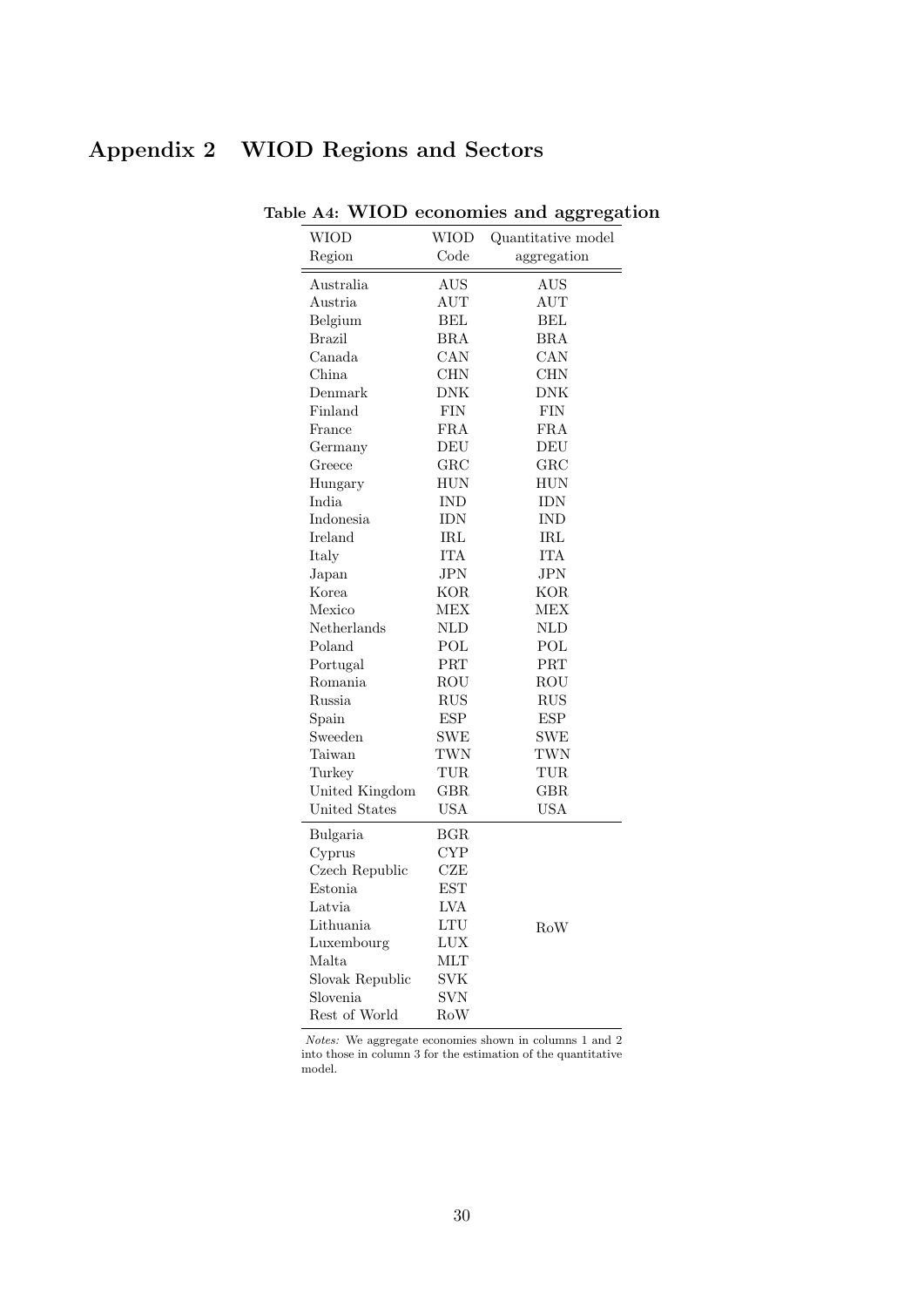# Appendix 2 WIOD Regions and Sectors

**Table A4: WIOD economies and aggregation**

| WIOD Region | WIOD Code | Quantitative model aggregation |
|---|---|---|
| Australia | AUS | AUS |
| Austria | AUT | AUT |
| Belgium | BEL | BEL |
| Brazil | BRA | BRA |
| Canada | CAN | CAN |
| China | CHN | CHN |
| Denmark | DNK | DNK |
| Finland | FIN | FIN |
| France | FRA | FRA |
| Germany | DEU | DEU |
| Greece | GRC | GRC |
| Hungary | HUN | HUN |
| India | IND | IDN |
| Indonesia | IDN | IND |
| Ireland | IRL | IRL |
| Italy | ITA | ITA |
| Japan | JPN | JPN |
| Korea | KOR | KOR |
| Mexico | MEX | MEX |
| Netherlands | NLD | NLD |
| Poland | POL | POL |
| Portugal | PRT | PRT |
| Romania | ROU | ROU |
| Russia | RUS | RUS |
| Spain | ESP | ESP |
| Sweeden | SWE | SWE |
| Taiwan | TWN | TWN |
| Turkey | TUR | TUR |
| United Kingdom | GBR | GBR |
| United States | USA | USA |
| Bulgaria | BGR | RoW |
| Cyprus | CYP | RoW |
| Czech Republic | CZE | RoW |
| Estonia | EST | RoW |
| Latvia | LVA | RoW |
| Lithuania | LTU | RoW |
| Luxembourg | LUX | RoW |
| Malta | MLT | RoW |
| Slovak Republic | SVK | RoW |
| Slovenia | SVN | RoW |
| Rest of World | RoW | RoW |

*Notes:* We aggregate economies shown in columns 1 and 2 into those in column 3 for the estimation of the quantitative model.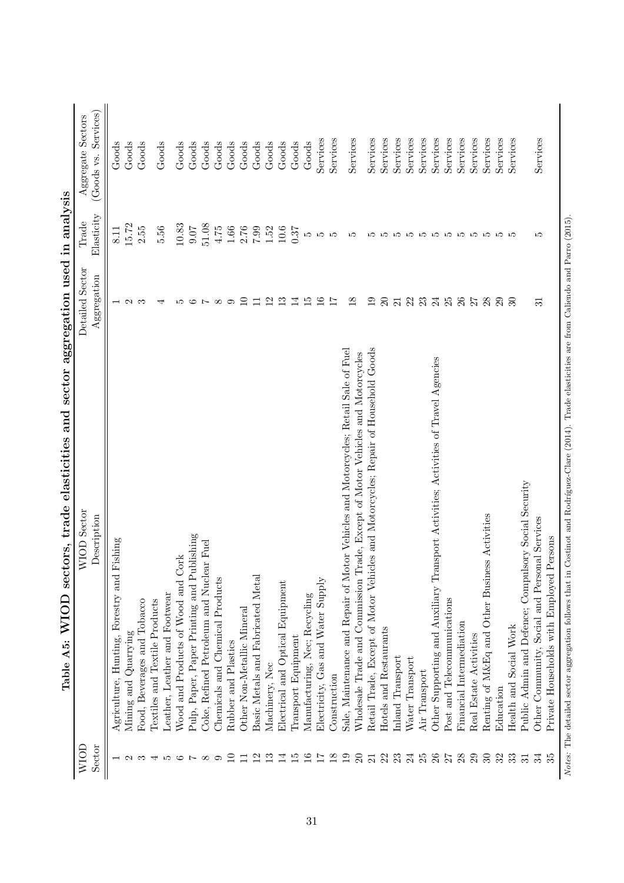**Table A5: WIOD sectors, trade elasticities and sector aggregation used in analysis**

| WIOD Sector | WIOD Sector Description | Detailed Sector Aggregation | Trade Elasticity | Aggregate Sectors (Goods vs. Services) |
|---|---|---|---|---|
| 1 | Agriculture, Hunting, Forestry and Fishing | 1 | 8.11 | Goods |
| 2 | Mining and Quarrying | 2 | 15.72 | Goods |
| 3 | Food, Beverages and Tobacco | 3 | 2.55 | Goods |
| 4 | Textiles and Textile Products | 4 | 5.56 | Goods |
| 5 | Leather, Leather and Footwear | | | |
| 6 | Wood and Products of Wood and Cork | 5 | 10.83 | Goods |
| 7 | Pulp, Paper, Paper Printing and Publishing | 6 | 9.07 | Goods |
| 8 | Coke, Refined Petroleum and Nuclear Fuel | 7 | 51.08 | Goods |
| 9 | Chemicals and Chemical Products | 8 | 4.75 | Goods |
| 10 | Rubber and Plastics | 9 | 1.66 | Goods |
| 11 | Other Non-Metallic Mineral | 10 | 2.76 | Goods |
| 12 | Basic Metals and Fabricated Metal | 11 | 7.99 | Goods |
| 13 | Machinery, Nec | 12 | 1.52 | Goods |
| 14 | Electrical and Optical Equipment | 13 | 10.6 | Goods |
| 15 | Transport Equipment | 14 | 0.37 | Goods |
| 16 | Manufacturing, Nec; Recycling | 15 | 5 | Goods |
| 17 | Electricity, Gas and Water Supply | 16 | 5 | Services |
| 18 | Construction | 17 | 5 | Services |
| 19 | Sale, Maintenance and Repair of Motor Vehicles and Motorcycles; Retail Sale of Fuel | 18 | 5 | Services |
| 20 | Wholesale Trade and Commission Trade, Except of Motor Vehicles and Motorcycles | | | |
| 21 | Retail Trade, Except of Motor Vehicles and Motorcycles; Repair of Household Goods | 19 | 5 | Services |
| 22 | Hotels and Restaurants | 20 | 5 | Services |
| 23 | Inland Transport | 21 | 5 | Services |
| 24 | Water Transport | 22 | 5 | Services |
| 25 | Air Transport | 23 | 5 | Services |
| 26 | Other Supporting and Auxiliary Transport Activities; Activities of Travel Agencies | 24 | 5 | Services |
| 27 | Post and Telecommunications | 25 | 5 | Services |
| 28 | Financial Intermediation | 26 | 5 | Services |
| 29 | Real Estate Activities | 27 | 5 | Services |
| 30 | Renting of M&Eq and Other Business Activities | 28 | 5 | Services |
| 32 | Education | 29 | 5 | Services |
| 33 | Health and Social Work | 30 | 5 | Services |
| 31 | Public Admin and Defence; Compulsory Social Security | | | |
| 34 | Other Community, Social and Personal Services | 31 | 5 | Services |
| 35 | Private Households with Employed Persons | | | |

*Notes*: The detailed sector aggregation follows that in Costinot and Rodríguez-Clare (2014). Trade elasticities are from Caliendo and Parro (2015).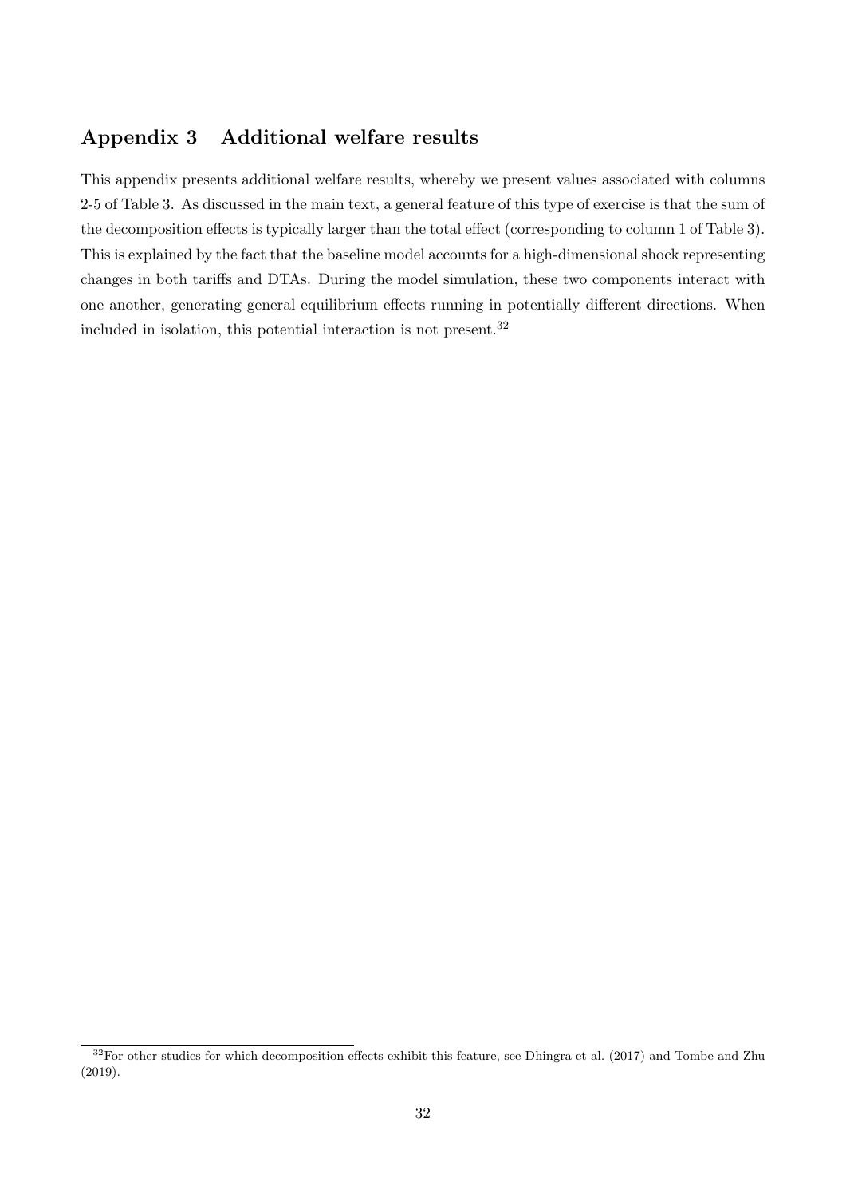## Appendix 3 Additional welfare results

This appendix presents additional welfare results, whereby we present values associated with columns 2-5 of Table 3. As discussed in the main text, a general feature of this type of exercise is that the sum of the decomposition effects is typically larger than the total effect (corresponding to column 1 of Table 3). This is explained by the fact that the baseline model accounts for a high-dimensional shock representing changes in both tariffs and DTAs. During the model simulation, these two components interact with one another, generating general equilibrium effects running in potentially different directions. When included in isolation, this potential interaction is not present.[32]

[32] For other studies for which decomposition effects exhibit this feature, see Dhingra et al. (2017) and Tombe and Zhu (2019).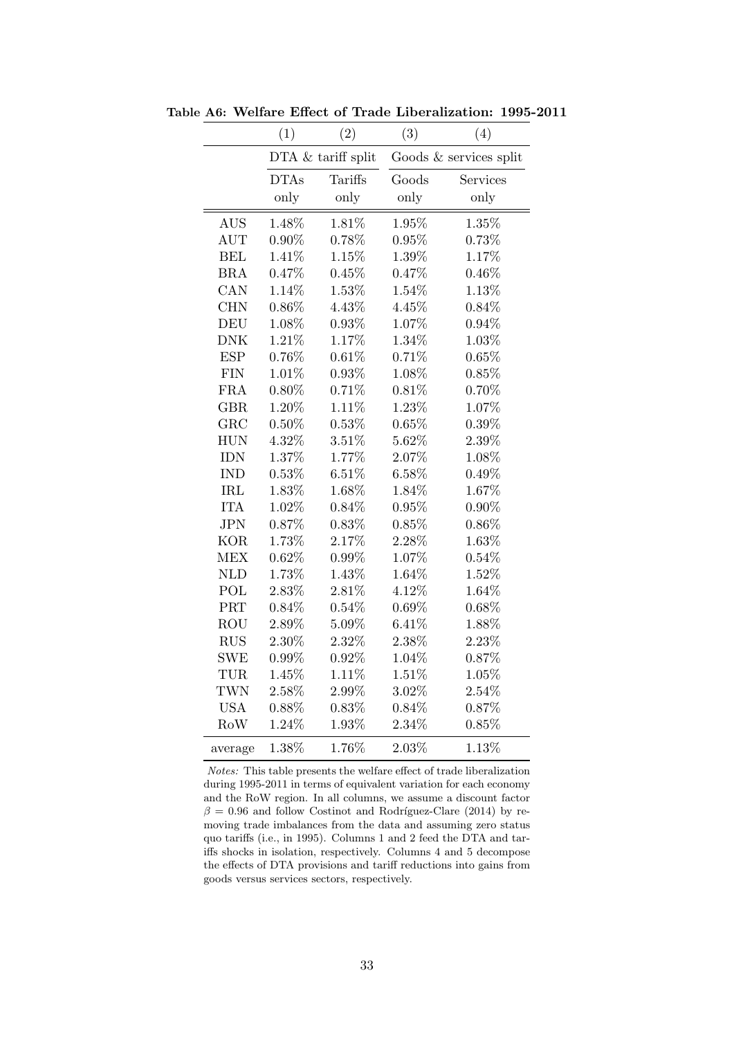**Table A6: Welfare Effect of Trade Liberalization: 1995-2011**

| | (1) | (2) | (3) | (4) |
|---|---|---|---|---|
| | DTA & tariff split | | Goods & services split | |
| | DTAs only | Tariffs only | Goods only | Services only |
| AUS | 1.48% | 1.81% | 1.95% | 1.35% |
| AUT | 0.90% | 0.78% | 0.95% | 0.73% |
| BEL | 1.41% | 1.15% | 1.39% | 1.17% |
| BRA | 0.47% | 0.45% | 0.47% | 0.46% |
| CAN | 1.14% | 1.53% | 1.54% | 1.13% |
| CHN | 0.86% | 4.43% | 4.45% | 0.84% |
| DEU | 1.08% | 0.93% | 1.07% | 0.94% |
| DNK | 1.21% | 1.17% | 1.34% | 1.03% |
| ESP | 0.76% | 0.61% | 0.71% | 0.65% |
| FIN | 1.01% | 0.93% | 1.08% | 0.85% |
| FRA | 0.80% | 0.71% | 0.81% | 0.70% |
| GBR | 1.20% | 1.11% | 1.23% | 1.07% |
| GRC | 0.50% | 0.53% | 0.65% | 0.39% |
| HUN | 4.32% | 3.51% | 5.62% | 2.39% |
| IDN | 1.37% | 1.77% | 2.07% | 1.08% |
| IND | 0.53% | 6.51% | 6.58% | 0.49% |
| IRL | 1.83% | 1.68% | 1.84% | 1.67% |
| ITA | 1.02% | 0.84% | 0.95% | 0.90% |
| JPN | 0.87% | 0.83% | 0.85% | 0.86% |
| KOR | 1.73% | 2.17% | 2.28% | 1.63% |
| MEX | 0.62% | 0.99% | 1.07% | 0.54% |
| NLD | 1.73% | 1.43% | 1.64% | 1.52% |
| POL | 2.83% | 2.81% | 4.12% | 1.64% |
| PRT | 0.84% | 0.54% | 0.69% | 0.68% |
| ROU | 2.89% | 5.09% | 6.41% | 1.88% |
| RUS | 2.30% | 2.32% | 2.38% | 2.23% |
| SWE | 0.99% | 0.92% | 1.04% | 0.87% |
| TUR | 1.45% | 1.11% | 1.51% | 1.05% |
| TWN | 2.58% | 2.99% | 3.02% | 2.54% |
| USA | 0.88% | 0.83% | 0.84% | 0.87% |
| RoW | 1.24% | 1.93% | 2.34% | 0.85% |
| average | 1.38% | 1.76% | 2.03% | 1.13% |

*Notes:* This table presents the welfare effect of trade liberalization during 1995-2011 in terms of equivalent variation for each economy and the RoW region. In all columns, we assume a discount factor $\beta = 0.96$ and follow Costinot and Rodríguez-Clare (2014) by removing trade imbalances from the data and assuming zero status quo tariffs (i.e., in 1995). Columns 1 and 2 feed the DTA and tariffs shocks in isolation, respectively. Columns 4 and 5 decompose the effects of DTA provisions and tariff reductions into gains from goods versus services sectors, respectively.